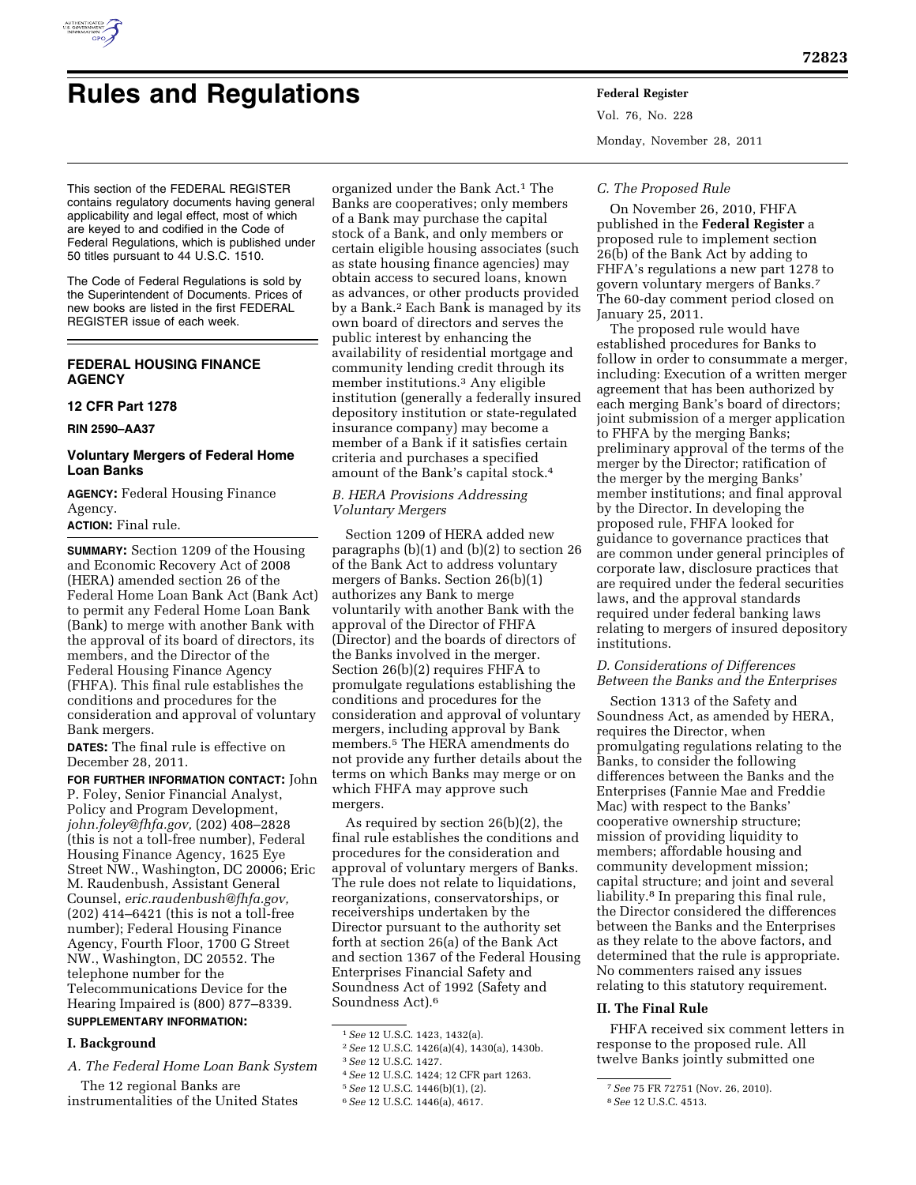# Rules and Regulations

This section of the FEDERAL REGISTER contains regulatory documents having general applicability and legal effect, most of which are keyed to and codified in the Code of Federal Regulations, which is published under 50 titles pursuant to 44 U.S.C. 1510.

The Code of Federal Regulations is sold by the Superintendent of Documents. Prices of new books are listed in the first FEDERAL REGISTER issue of each week.

## FEDERAL HOUSING FINANCE AGENCY

### 12 CFR Part 1278

**RIN 2590–AA37**

### Voluntary Mergers of Federal Home Loan Banks

**AGENCY:** Federal Housing Finance Agency.

**ACTION:** Final rule.

**SUMMARY:** Section 1209 of the Housing and Economic Recovery Act of 2008 (HERA) amended section 26 of the Federal Home Loan Bank Act (Bank Act) to permit any Federal Home Loan Bank (Bank) to merge with another Bank with the approval of its board of directors, its members, and the Director of the Federal Housing Finance Agency (FHFA). This final rule establishes the conditions and procedures for the consideration and approval of voluntary Bank mergers.

**DATES:** The final rule is effective on December 28, 2011.

**FOR FURTHER INFORMATION CONTACT:** John P. Foley, Senior Financial Analyst, Policy and Program Development, *john.foley@fhfa.gov,* (202) 408–2828 (this is not a toll-free number), Federal Housing Finance Agency, 1625 Eye Street NW., Washington, DC 20006; Eric M. Raudenbush, Assistant General Counsel, *eric.raudenbush@fhfa.gov,* (202) 414–6421 (this is not a toll-free number); Federal Housing Finance Agency, Fourth Floor, 1700 G Street NW., Washington, DC 20552. The telephone number for the Telecommunications Device for the Hearing Impaired is (800) 877–8339.

**SUPPLEMENTARY INFORMATION:**

## I. Background

### *A. The Federal Home Loan Bank System*

The 12 regional Banks are instrumentalities of the United States organized under the Bank Act.[1] The Banks are cooperatives; only members of a Bank may purchase the capital stock of a Bank, and only members or certain eligible housing associates (such as state housing finance agencies) may obtain access to secured loans, known as advances, or other products provided by a Bank.[2] Each Bank is managed by its own board of directors and serves the public interest by enhancing the availability of residential mortgage and community lending credit through its member institutions.[3] Any eligible institution (generally a federally insured depository institution or state-regulated insurance company) may become a member of a Bank if it satisfies certain criteria and purchases a specified amount of the Bank's capital stock.[4]

### *B. HERA Provisions Addressing Voluntary Mergers*

Section 1209 of HERA added new paragraphs (b)(1) and (b)(2) to section 26 of the Bank Act to address voluntary mergers of Banks. Section 26(b)(1) authorizes any Bank to merge voluntarily with another Bank with the approval of the Director of FHFA (Director) and the boards of directors of the Banks involved in the merger. Section 26(b)(2) requires FHFA to promulgate regulations establishing the conditions and procedures for the consideration and approval of voluntary mergers, including approval by Bank members.[5] The HERA amendments do not provide any further details about the terms on which Banks may merge or on which FHFA may approve such mergers.

As required by section 26(b)(2), the final rule establishes the conditions and procedures for the consideration and approval of voluntary mergers of Banks. The rule does not relate to liquidations, reorganizations, conservatorships, or receiverships undertaken by the Director pursuant to the authority set forth at section 26(a) of the Bank Act and section 1367 of the Federal Housing Enterprises Financial Safety and Soundness Act of 1992 (Safety and Soundness Act).[6]

[1] *See* 12 U.S.C. 1423, 1432(a).

[2] *See* 12 U.S.C. 1426(a)(4), 1430(a), 1430b.

[3] *See* 12 U.S.C. 1427.

[4] *See* 12 U.S.C. 1424; 12 CFR part 1263.

[5] *See* 12 U.S.C. 1446(b)(1), (2).

[6] *See* 12 U.S.C. 1446(a), 4617.

### *C. The Proposed Rule*

On November 26, 2010, FHFA published in the **Federal Register** a proposed rule to implement section 26(b) of the Bank Act by adding to FHFA's regulations a new part 1278 to govern voluntary mergers of Banks.[7] The 60-day comment period closed on January 25, 2011.

The proposed rule would have established procedures for Banks to follow in order to consummate a merger, including: Execution of a written merger agreement that has been authorized by each merging Bank's board of directors; joint submission of a merger application to FHFA by the merging Banks; preliminary approval of the terms of the merger by the Director; ratification of the merger by the merging Banks' member institutions; and final approval by the Director. In developing the proposed rule, FHFA looked for guidance to governance practices that are common under general principles of corporate law, disclosure practices that are required under the federal securities laws, and the approval standards required under federal banking laws relating to mergers of insured depository institutions.

### *D. Considerations of Differences Between the Banks and the Enterprises*

Section 1313 of the Safety and Soundness Act, as amended by HERA, requires the Director, when promulgating regulations relating to the Banks, to consider the following differences between the Banks and the Enterprises (Fannie Mae and Freddie Mac) with respect to the Banks' cooperative ownership structure; mission of providing liquidity to members; affordable housing and community development mission; capital structure; and joint and several liability.[8] In preparing this final rule, the Director considered the differences between the Banks and the Enterprises as they relate to the above factors, and determined that the rule is appropriate. No commenters raised any issues relating to this statutory requirement.

## II. The Final Rule

FHFA received six comment letters in response to the proposed rule. All twelve Banks jointly submitted one

[7] *See* 75 FR 72751 (Nov. 26, 2010).

[8] *See* 12 U.S.C. 4513.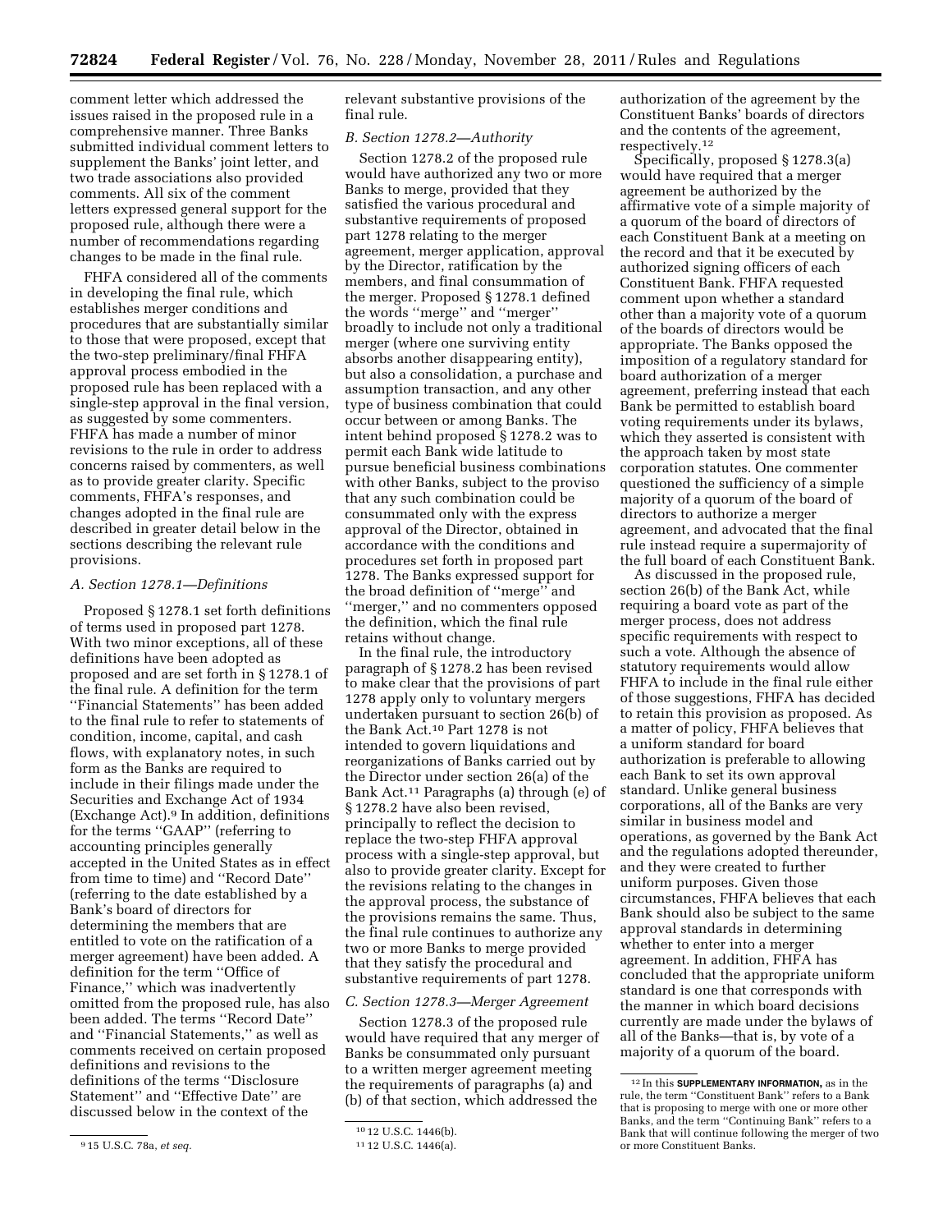comment letter which addressed the issues raised in the proposed rule in a comprehensive manner. Three Banks submitted individual comment letters to supplement the Banks' joint letter, and two trade associations also provided comments. All six of the comment letters expressed general support for the proposed rule, although there were a number of recommendations regarding changes to be made in the final rule.

FHFA considered all of the comments in developing the final rule, which establishes merger conditions and procedures that are substantially similar to those that were proposed, except that the two-step preliminary/final FHFA approval process embodied in the proposed rule has been replaced with a single-step approval in the final version, as suggested by some commenters. FHFA has made a number of minor revisions to the rule in order to address concerns raised by commenters, as well as to provide greater clarity. Specific comments, FHFA's responses, and changes adopted in the final rule are described in greater detail below in the sections describing the relevant rule provisions.

### *A. Section 1278.1—Definitions*

Proposed § 1278.1 set forth definitions of terms used in proposed part 1278. With two minor exceptions, all of these definitions have been adopted as proposed and are set forth in § 1278.1 of the final rule. A definition for the term ''Financial Statements'' has been added to the final rule to refer to statements of condition, income, capital, and cash flows, with explanatory notes, in such form as the Banks are required to include in their filings made under the Securities and Exchange Act of 1934 (Exchange Act).[9] In addition, definitions for the terms ''GAAP'' (referring to accounting principles generally accepted in the United States as in effect from time to time) and ''Record Date'' (referring to the date established by a Bank's board of directors for determining the members that are entitled to vote on the ratification of a merger agreement) have been added. A definition for the term ''Office of Finance,'' which was inadvertently omitted from the proposed rule, has also been added. The terms ''Record Date'' and ''Financial Statements,'' as well as comments received on certain proposed definitions and revisions to the definitions of the terms ''Disclosure Statement'' and ''Effective Date'' are discussed below in the context of the relevant substantive provisions of the final rule.

### *B. Section 1278.2—Authority*

Section 1278.2 of the proposed rule would have authorized any two or more Banks to merge, provided that they satisfied the various procedural and substantive requirements of proposed part 1278 relating to the merger agreement, merger application, approval by the Director, ratification by the members, and final consummation of the merger. Proposed § 1278.1 defined the words ''merge'' and ''merger'' broadly to include not only a traditional merger (where one surviving entity absorbs another disappearing entity), but also a consolidation, a purchase and assumption transaction, and any other type of business combination that could occur between or among Banks. The intent behind proposed § 1278.2 was to permit each Bank wide latitude to pursue beneficial business combinations with other Banks, subject to the proviso that any such combination could be consummated only with the express approval of the Director, obtained in accordance with the conditions and procedures set forth in proposed part 1278. The Banks expressed support for the broad definition of ''merge'' and ''merger,'' and no commenters opposed the definition, which the final rule retains without change.

In the final rule, the introductory paragraph of § 1278.2 has been revised to make clear that the provisions of part 1278 apply only to voluntary mergers undertaken pursuant to section 26(b) of the Bank Act.[10] Part 1278 is not intended to govern liquidations and reorganizations of Banks carried out by the Director under section 26(a) of the Bank Act.[11] Paragraphs (a) through (e) of § 1278.2 have also been revised, principally to reflect the decision to replace the two-step FHFA approval process with a single-step approval, but also to provide greater clarity. Except for the revisions relating to the changes in the approval process, the substance of the provisions remains the same. Thus, the final rule continues to authorize any two or more Banks to merge provided that they satisfy the procedural and substantive requirements of part 1278.

### *C. Section 1278.3—Merger Agreement*

Section 1278.3 of the proposed rule would have required that any merger of Banks be consummated only pursuant to a written merger agreement meeting the requirements of paragraphs (a) and (b) of that section, which addressed the authorization of the agreement by the Constituent Banks' boards of directors and the contents of the agreement, respectively.[12]

Specifically, proposed § 1278.3(a) would have required that a merger agreement be authorized by the affirmative vote of a simple majority of a quorum of the board of directors of each Constituent Bank at a meeting on the record and that it be executed by authorized signing officers of each Constituent Bank. FHFA requested comment upon whether a standard other than a majority vote of a quorum of the boards of directors would be appropriate. The Banks opposed the imposition of a regulatory standard for board authorization of a merger agreement, preferring instead that each Bank be permitted to establish board voting requirements under its bylaws, which they asserted is consistent with the approach taken by most state corporation statutes. One commenter questioned the sufficiency of a simple majority of a quorum of the board of directors to authorize a merger agreement, and advocated that the final rule instead require a supermajority of the full board of each Constituent Bank.

As discussed in the proposed rule, section 26(b) of the Bank Act, while requiring a board vote as part of the merger process, does not address specific requirements with respect to such a vote. Although the absence of statutory requirements would allow FHFA to include in the final rule either of those suggestions, FHFA has decided to retain this provision as proposed. As a matter of policy, FHFA believes that a uniform standard for board authorization is preferable to allowing each Bank to set its own approval standard. Unlike general business corporations, all of the Banks are very similar in business model and operations, as governed by the Bank Act and the regulations adopted thereunder, and they were created to further uniform purposes. Given those circumstances, FHFA believes that each Bank should also be subject to the same approval standards in determining whether to enter into a merger agreement. In addition, FHFA has concluded that the appropriate uniform standard is one that corresponds with the manner in which board decisions currently are made under the bylaws of all of the Banks—that is, by vote of a majority of a quorum of the board.

---

[9] 15 U.S.C. 78a, *et seq.*

[10] 12 U.S.C. 1446(b).

[11] 12 U.S.C. 1446(a).

[12] In this **SUPPLEMENTARY INFORMATION,** as in the rule, the term ''Constituent Bank'' refers to a Bank that is proposing to merge with one or more other Banks, and the term ''Continuing Bank'' refers to a Bank that will continue following the merger of two or more Constituent Banks.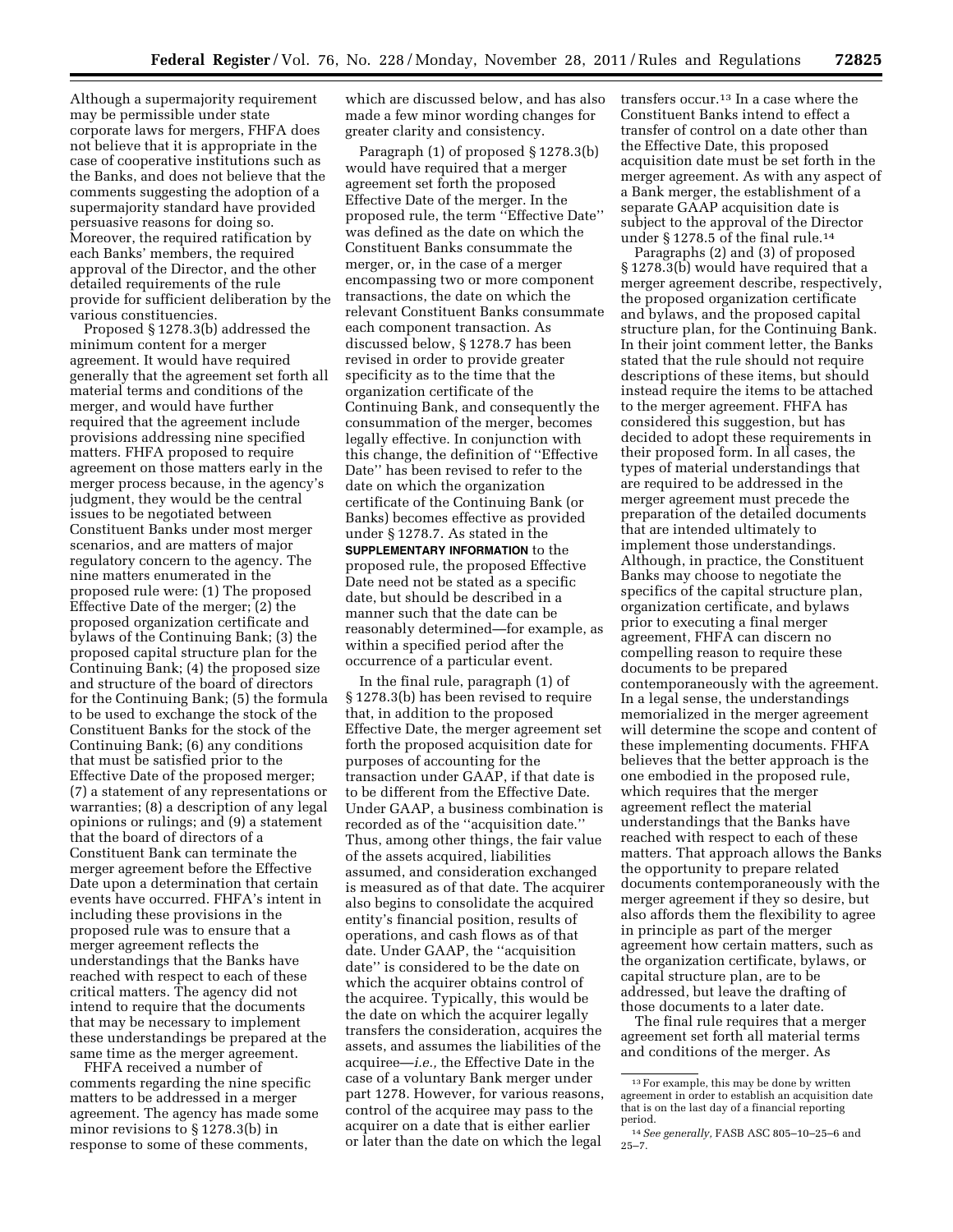Although a supermajority requirement may be permissible under state corporate laws for mergers, FHFA does not believe that it is appropriate in the case of cooperative institutions such as the Banks, and does not believe that the comments suggesting the adoption of a supermajority standard have provided persuasive reasons for doing so. Moreover, the required ratification by each Banks' members, the required approval of the Director, and the other detailed requirements of the rule provide for sufficient deliberation by the various constituencies.

Proposed § 1278.3(b) addressed the minimum content for a merger agreement. It would have required generally that the agreement set forth all material terms and conditions of the merger, and would have further required that the agreement include provisions addressing nine specified matters. FHFA proposed to require agreement on those matters early in the merger process because, in the agency's judgment, they would be the central issues to be negotiated between Constituent Banks under most merger scenarios, and are matters of major regulatory concern to the agency. The nine matters enumerated in the proposed rule were: (1) The proposed Effective Date of the merger; (2) the proposed organization certificate and bylaws of the Continuing Bank; (3) the proposed capital structure plan for the Continuing Bank; (4) the proposed size and structure of the board of directors for the Continuing Bank; (5) the formula to be used to exchange the stock of the Constituent Banks for the stock of the Continuing Bank; (6) any conditions that must be satisfied prior to the Effective Date of the proposed merger; (7) a statement of any representations or warranties; (8) a description of any legal opinions or rulings; and (9) a statement that the board of directors of a Constituent Bank can terminate the merger agreement before the Effective Date upon a determination that certain events have occurred. FHFA's intent in including these provisions in the proposed rule was to ensure that a merger agreement reflects the understandings that the Banks have reached with respect to each of these critical matters. The agency did not intend to require that the documents that may be necessary to implement these understandings be prepared at the same time as the merger agreement.

FHFA received a number of comments regarding the nine specific matters to be addressed in a merger agreement. The agency has made some minor revisions to § 1278.3(b) in response to some of these comments, which are discussed below, and has also made a few minor wording changes for greater clarity and consistency.

Paragraph (1) of proposed § 1278.3(b) would have required that a merger agreement set forth the proposed Effective Date of the merger. In the proposed rule, the term ''Effective Date'' was defined as the date on which the Constituent Banks consummate the merger, or, in the case of a merger encompassing two or more component transactions, the date on which the relevant Constituent Banks consummate each component transaction. As discussed below, § 1278.7 has been revised in order to provide greater specificity as to the time that the organization certificate of the Continuing Bank, and consequently the consummation of the merger, becomes legally effective. In conjunction with this change, the definition of ''Effective Date'' has been revised to refer to the date on which the organization certificate of the Continuing Bank (or Banks) becomes effective as provided under § 1278.7. As stated in the **SUPPLEMENTARY INFORMATION** to the proposed rule, the proposed Effective Date need not be stated as a specific date, but should be described in a manner such that the date can be reasonably determined—for example, as within a specified period after the occurrence of a particular event.

In the final rule, paragraph (1) of § 1278.3(b) has been revised to require that, in addition to the proposed Effective Date, the merger agreement set forth the proposed acquisition date for purposes of accounting for the transaction under GAAP, if that date is to be different from the Effective Date. Under GAAP, a business combination is recorded as of the ''acquisition date.'' Thus, among other things, the fair value of the assets acquired, liabilities assumed, and consideration exchanged is measured as of that date. The acquirer also begins to consolidate the acquired entity's financial position, results of operations, and cash flows as of that date. Under GAAP, the ''acquisition date'' is considered to be the date on which the acquirer obtains control of the acquiree. Typically, this would be the date on which the acquirer legally transfers the consideration, acquires the assets, and assumes the liabilities of the acquiree—*i.e.,* the Effective Date in the case of a voluntary Bank merger under part 1278. However, for various reasons, control of the acquiree may pass to the acquirer on a date that is either earlier or later than the date on which the legal transfers occur.[13] In a case where the Constituent Banks intend to effect a transfer of control on a date other than the Effective Date, this proposed acquisition date must be set forth in the merger agreement. As with any aspect of a Bank merger, the establishment of a separate GAAP acquisition date is subject to the approval of the Director under § 1278.5 of the final rule.[14]

Paragraphs (2) and (3) of proposed § 1278.3(b) would have required that a merger agreement describe, respectively, the proposed organization certificate and bylaws, and the proposed capital structure plan, for the Continuing Bank. In their joint comment letter, the Banks stated that the rule should not require descriptions of these items, but should instead require the items to be attached to the merger agreement. FHFA has considered this suggestion, but has decided to adopt these requirements in their proposed form. In all cases, the types of material understandings that are required to be addressed in the merger agreement must precede the preparation of the detailed documents that are intended ultimately to implement those understandings. Although, in practice, the Constituent Banks may choose to negotiate the specifics of the capital structure plan, organization certificate, and bylaws prior to executing a final merger agreement, FHFA can discern no compelling reason to require these documents to be prepared contemporaneously with the agreement. In a legal sense, the understandings memorialized in the merger agreement will determine the scope and content of these implementing documents. FHFA believes that the better approach is the one embodied in the proposed rule, which requires that the merger agreement reflect the material understandings that the Banks have reached with respect to each of these matters. That approach allows the Banks the opportunity to prepare related documents contemporaneously with the merger agreement if they so desire, but also affords them the flexibility to agree in principle as part of the merger agreement how certain matters, such as the organization certificate, bylaws, or capital structure plan, are to be addressed, but leave the drafting of those documents to a later date.

The final rule requires that a merger agreement set forth all material terms and conditions of the merger. As

---

[13] For example, this may be done by written agreement in order to establish an acquisition date that is on the last day of a financial reporting period.

[14] *See generally,* FASB ASC 805–10–25–6 and 25–7.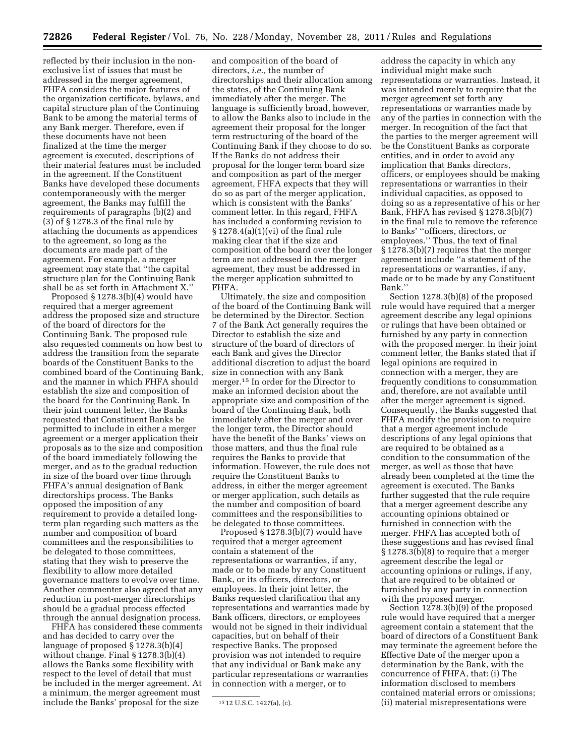reflected by their inclusion in the non-exclusive list of issues that must be addressed in the merger agreement, FHFA considers the major features of the organization certificate, bylaws, and capital structure plan of the Continuing Bank to be among the material terms of any Bank merger. Therefore, even if these documents have not been finalized at the time the merger agreement is executed, descriptions of their material features must be included in the agreement. If the Constituent Banks have developed these documents contemporaneously with the merger agreement, the Banks may fulfill the requirements of paragraphs (b)(2) and (3) of § 1278.3 of the final rule by attaching the documents as appendices to the agreement, so long as the documents are made part of the agreement. For example, a merger agreement may state that ''the capital structure plan for the Continuing Bank shall be as set forth in Attachment X.''

Proposed § 1278.3(b)(4) would have required that a merger agreement address the proposed size and structure of the board of directors for the Continuing Bank. The proposed rule also requested comments on how best to address the transition from the separate boards of the Constituent Banks to the combined board of the Continuing Bank, and the manner in which FHFA should establish the size and composition of the board for the Continuing Bank. In their joint comment letter, the Banks requested that Constituent Banks be permitted to include in either a merger agreement or a merger application their proposals as to the size and composition of the board immediately following the merger, and as to the gradual reduction in size of the board over time through FHFA's annual designation of Bank directorships process. The Banks opposed the imposition of any requirement to provide a detailed long-term plan regarding such matters as the number and composition of board committees and the responsibilities to be delegated to those committees, stating that they wish to preserve the flexibility to allow more detailed governance matters to evolve over time. Another commenter also agreed that any reduction in post-merger directorships should be a gradual process effected through the annual designation process.

FHFA has considered these comments and has decided to carry over the language of proposed § 1278.3(b)(4) without change. Final § 1278.3(b)(4) allows the Banks some flexibility with respect to the level of detail that must be included in the merger agreement. At a minimum, the merger agreement must include the Banks' proposal for the size and composition of the board of directors, *i.e.,* the number of directorships and their allocation among the states, of the Continuing Bank immediately after the merger. The language is sufficiently broad, however, to allow the Banks also to include in the agreement their proposal for the longer term restructuring of the board of the Continuing Bank if they choose to do so. If the Banks do not address their proposal for the longer term board size and composition as part of the merger agreement, FHFA expects that they will do so as part of the merger application, which is consistent with the Banks' comment letter. In this regard, FHFA has included a conforming revision to § 1278.4(a)(1)(vi) of the final rule making clear that if the size and composition of the board over the longer term are not addressed in the merger agreement, they must be addressed in the merger application submitted to FHFA.

Ultimately, the size and composition of the board of the Continuing Bank will be determined by the Director. Section 7 of the Bank Act generally requires the Director to establish the size and structure of the board of directors of each Bank and gives the Director additional discretion to adjust the board size in connection with any Bank merger.[15] In order for the Director to make an informed decision about the appropriate size and composition of the board of the Continuing Bank, both immediately after the merger and over the longer term, the Director should have the benefit of the Banks' views on those matters, and thus the final rule requires the Banks to provide that information. However, the rule does not require the Constituent Banks to address, in either the merger agreement or merger application, such details as the number and composition of board committees and the responsibilities to be delegated to those committees.

Proposed § 1278.3(b)(7) would have required that a merger agreement contain a statement of the representations or warranties, if any, made or to be made by any Constituent Bank, or its officers, directors, or employees. In their joint letter, the Banks requested clarification that any representations and warranties made by Bank officers, directors, or employees would not be signed in their individual capacities, but on behalf of their respective Banks. The proposed provision was not intended to require that any individual or Bank make any particular representations or warranties in connection with a merger, or to address the capacity in which any individual might make such representations or warranties. Instead, it was intended merely to require that the merger agreement set forth any representations or warranties made by any of the parties in connection with the merger. In recognition of the fact that the parties to the merger agreement will be the Constituent Banks as corporate entities, and in order to avoid any implication that Banks directors, officers, or employees should be making representations or warranties in their individual capacities, as opposed to doing so as a representative of his or her Bank, FHFA has revised § 1278.3(b)(7) in the final rule to remove the reference to Banks' ''officers, directors, or employees.'' Thus, the text of final § 1278.3(b)(7) requires that the merger agreement include ''a statement of the representations or warranties, if any, made or to be made by any Constituent Bank.''

Section 1278.3(b)(8) of the proposed rule would have required that a merger agreement describe any legal opinions or rulings that have been obtained or furnished by any party in connection with the proposed merger. In their joint comment letter, the Banks stated that if legal opinions are required in connection with a merger, they are frequently conditions to consummation and, therefore, are not available until after the merger agreement is signed. Consequently, the Banks suggested that FHFA modify the provision to require that a merger agreement include descriptions of any legal opinions that are required to be obtained as a condition to the consummation of the merger, as well as those that have already been completed at the time the agreement is executed. The Banks further suggested that the rule require that a merger agreement describe any accounting opinions obtained or furnished in connection with the merger. FHFA has accepted both of these suggestions and has revised final § 1278.3(b)(8) to require that a merger agreement describe the legal or accounting opinions or rulings, if any, that are required to be obtained or furnished by any party in connection with the proposed merger.

Section 1278.3(b)(9) of the proposed rule would have required that a merger agreement contain a statement that the board of directors of a Constituent Bank may terminate the agreement before the Effective Date of the merger upon a determination by the Bank, with the concurrence of FHFA, that: (i) The information disclosed to members contained material errors or omissions; (ii) material misrepresentations were

[15] 12 U.S.C. 1427(a), (c).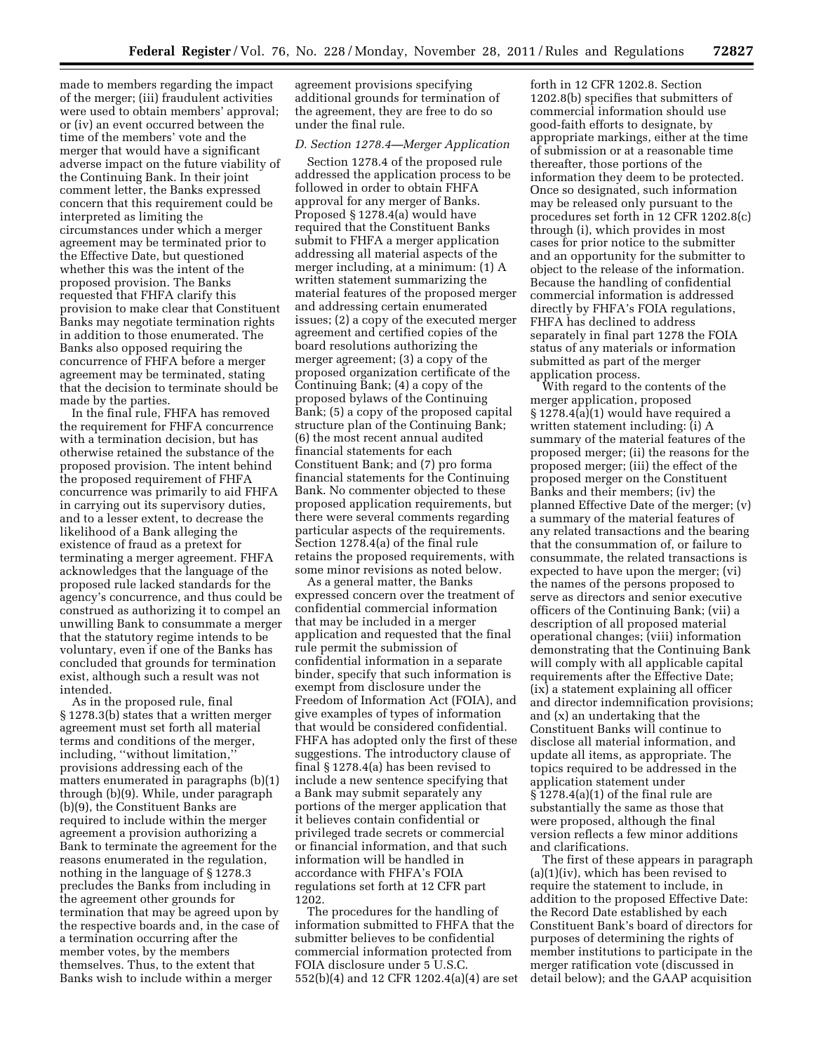made to members regarding the impact of the merger; (iii) fraudulent activities were used to obtain members' approval; or (iv) an event occurred between the time of the members' vote and the merger that would have a significant adverse impact on the future viability of the Continuing Bank. In their joint comment letter, the Banks expressed concern that this requirement could be interpreted as limiting the circumstances under which a merger agreement may be terminated prior to the Effective Date, but questioned whether this was the intent of the proposed provision. The Banks requested that FHFA clarify this provision to make clear that Constituent Banks may negotiate termination rights in addition to those enumerated. The Banks also opposed requiring the concurrence of FHFA before a merger agreement may be terminated, stating that the decision to terminate should be made by the parties.

In the final rule, FHFA has removed the requirement for FHFA concurrence with a termination decision, but has otherwise retained the substance of the proposed provision. The intent behind the proposed requirement of FHFA concurrence was primarily to aid FHFA in carrying out its supervisory duties, and to a lesser extent, to decrease the likelihood of a Bank alleging the existence of fraud as a pretext for terminating a merger agreement. FHFA acknowledges that the language of the proposed rule lacked standards for the agency's concurrence, and thus could be construed as authorizing it to compel an unwilling Bank to consummate a merger that the statutory regime intends to be voluntary, even if one of the Banks has concluded that grounds for termination exist, although such a result was not intended.

As in the proposed rule, final § 1278.3(b) states that a written merger agreement must set forth all material terms and conditions of the merger, including, ''without limitation,'' provisions addressing each of the matters enumerated in paragraphs (b)(1) through (b)(9). While, under paragraph (b)(9), the Constituent Banks are required to include within the merger agreement a provision authorizing a Bank to terminate the agreement for the reasons enumerated in the regulation, nothing in the language of § 1278.3 precludes the Banks from including in the agreement other grounds for termination that may be agreed upon by the respective boards and, in the case of a termination occurring after the member votes, by the members themselves. Thus, to the extent that Banks wish to include within a merger agreement provisions specifying additional grounds for termination of the agreement, they are free to do so under the final rule.

*D. Section 1278.4—Merger Application*

Section 1278.4 of the proposed rule addressed the application process to be followed in order to obtain FHFA approval for any merger of Banks. Proposed § 1278.4(a) would have required that the Constituent Banks submit to FHFA a merger application addressing all material aspects of the merger including, at a minimum: (1) A written statement summarizing the material features of the proposed merger and addressing certain enumerated issues; (2) a copy of the executed merger agreement and certified copies of the board resolutions authorizing the merger agreement; (3) a copy of the proposed organization certificate of the Continuing Bank; (4) a copy of the proposed bylaws of the Continuing Bank; (5) a copy of the proposed capital structure plan of the Continuing Bank; (6) the most recent annual audited financial statements for each Constituent Bank; and (7) pro forma financial statements for the Continuing Bank. No commenter objected to these proposed application requirements, but there were several comments regarding particular aspects of the requirements. Section 1278.4(a) of the final rule retains the proposed requirements, with some minor revisions as noted below.

As a general matter, the Banks expressed concern over the treatment of confidential commercial information that may be included in a merger application and requested that the final rule permit the submission of confidential information in a separate binder, specify that such information is exempt from disclosure under the Freedom of Information Act (FOIA), and give examples of types of information that would be considered confidential. FHFA has adopted only the first of these suggestions. The introductory clause of final § 1278.4(a) has been revised to include a new sentence specifying that a Bank may submit separately any portions of the merger application that it believes contain confidential or privileged trade secrets or commercial or financial information, and that such information will be handled in accordance with FHFA's FOIA regulations set forth at 12 CFR part 1202.

The procedures for the handling of information submitted to FHFA that the submitter believes to be confidential commercial information protected from FOIA disclosure under 5 U.S.C. 552(b)(4) and 12 CFR 1202.4(a)(4) are set forth in 12 CFR 1202.8. Section 1202.8(b) specifies that submitters of commercial information should use good-faith efforts to designate, by appropriate markings, either at the time of submission or at a reasonable time thereafter, those portions of the information they deem to be protected. Once so designated, such information may be released only pursuant to the procedures set forth in 12 CFR 1202.8(c) through (i), which provides in most cases for prior notice to the submitter and an opportunity for the submitter to object to the release of the information. Because the handling of confidential commercial information is addressed directly by FHFA's FOIA regulations, FHFA has declined to address separately in final part 1278 the FOIA status of any materials or information submitted as part of the merger application process.

With regard to the contents of the merger application, proposed § 1278.4(a)(1) would have required a written statement including: (i) A summary of the material features of the proposed merger; (ii) the reasons for the proposed merger; (iii) the effect of the proposed merger on the Constituent Banks and their members; (iv) the planned Effective Date of the merger; (v) a summary of the material features of any related transactions and the bearing that the consummation of, or failure to consummate, the related transactions is expected to have upon the merger; (vi) the names of the persons proposed to serve as directors and senior executive officers of the Continuing Bank; (vii) a description of all proposed material operational changes; (viii) information demonstrating that the Continuing Bank will comply with all applicable capital requirements after the Effective Date; (ix) a statement explaining all officer and director indemnification provisions; and (x) an undertaking that the Constituent Banks will continue to disclose all material information, and update all items, as appropriate. The topics required to be addressed in the application statement under § 1278.4(a)(1) of the final rule are substantially the same as those that were proposed, although the final version reflects a few minor additions and clarifications.

The first of these appears in paragraph (a)(1)(iv), which has been revised to require the statement to include, in addition to the proposed Effective Date: the Record Date established by each Constituent Bank's board of directors for purposes of determining the rights of member institutions to participate in the merger ratification vote (discussed in detail below); and the GAAP acquisition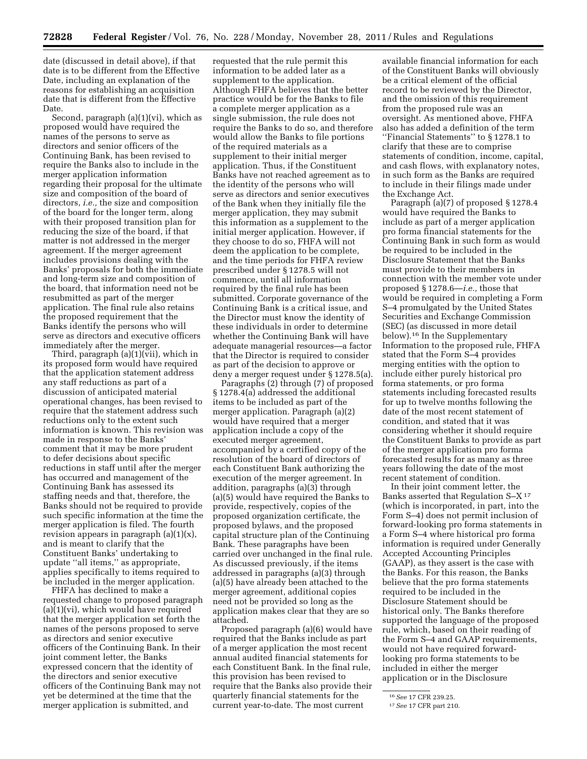date (discussed in detail above), if that date is to be different from the Effective Date, including an explanation of the reasons for establishing an acquisition date that is different from the Effective Date.

Second, paragraph (a)(1)(vi), which as proposed would have required the names of the persons to serve as directors and senior officers of the Continuing Bank, has been revised to require the Banks also to include in the merger application information regarding their proposal for the ultimate size and composition of the board of directors, *i.e.,* the size and composition of the board for the longer term, along with their proposed transition plan for reducing the size of the board, if that matter is not addressed in the merger agreement. If the merger agreement includes provisions dealing with the Banks' proposals for both the immediate and long-term size and composition of the board, that information need not be resubmitted as part of the merger application. The final rule also retains the proposed requirement that the Banks identify the persons who will serve as directors and executive officers immediately after the merger.

Third, paragraph (a)(1)(vii), which in its proposed form would have required that the application statement address any staff reductions as part of a discussion of anticipated material operational changes, has been revised to require that the statement address such reductions only to the extent such information is known. This revision was made in response to the Banks' comment that it may be more prudent to defer decisions about specific reductions in staff until after the merger has occurred and management of the Continuing Bank has assessed its staffing needs and that, therefore, the Banks should not be required to provide such specific information at the time that the merger application is filed. The fourth revision appears in paragraph (a)(1)(x), and is meant to clarify that the Constituent Banks' undertaking to update ''all items,'' as appropriate, applies specifically to items required to be included in the merger application.

FHFA has declined to make a requested change to proposed paragraph (a)(1)(vi), which would have required that the merger application set forth the names of the persons proposed to serve as directors and senior executive officers of the Continuing Bank. In their joint comment letter, the Banks expressed concern that the identity of the directors and senior executive officers of the Continuing Bank may not yet be determined at the time that the merger application is submitted, and requested that the rule permit this information to be added later as a supplement to the application. Although FHFA believes that the better practice would be for the Banks to file a complete merger application as a single submission, the rule does not require the Banks to do so, and therefore would allow the Banks to file portions of the required materials as a supplement to their initial merger application. Thus, if the Constituent Banks have not reached agreement as to the identity of the persons who will serve as directors and senior executives of the Bank when they initially file the merger application, they may submit this information as a supplement to the initial merger application. However, if they choose to do so, FHFA will not deem the application to be complete, and the time periods for FHFA review prescribed under § 1278.5 will not commence, until all information required by the final rule has been submitted. Corporate governance of the Continuing Bank is a critical issue, and the Director must know the identity of these individuals in order to determine whether the Continuing Bank will have adequate managerial resources—a factor that the Director is required to consider as part of the decision to approve or deny a merger request under § 1278.5(a).

Paragraphs (2) through (7) of proposed § 1278.4(a) addressed the additional items to be included as part of the merger application. Paragraph (a)(2) would have required that a merger application include a copy of the executed merger agreement, accompanied by a certified copy of the resolution of the board of directors of each Constituent Bank authorizing the execution of the merger agreement. In addition, paragraphs (a)(3) through (a)(5) would have required the Banks to provide, respectively, copies of the proposed organization certificate, the proposed bylaws, and the proposed capital structure plan of the Continuing Bank. These paragraphs have been carried over unchanged in the final rule. As discussed previously, if the items addressed in paragraphs (a)(3) through (a)(5) have already been attached to the merger agreement, additional copies need not be provided so long as the application makes clear that they are so attached.

Proposed paragraph (a)(6) would have required that the Banks include as part of a merger application the most recent annual audited financial statements for each Constituent Bank. In the final rule, this provision has been revised to require that the Banks also provide their quarterly financial statements for the current year-to-date. The most current available financial information for each of the Constituent Banks will obviously be a critical element of the official record to be reviewed by the Director, and the omission of this requirement from the proposed rule was an oversight. As mentioned above, FHFA also has added a definition of the term ''Financial Statements'' to § 1278.1 to clarify that these are to comprise statements of condition, income, capital, and cash flows, with explanatory notes, in such form as the Banks are required to include in their filings made under the Exchange Act.

Paragraph (a)(7) of proposed § 1278.4 would have required the Banks to include as part of a merger application pro forma financial statements for the Continuing Bank in such form as would be required to be included in the Disclosure Statement that the Banks must provide to their members in connection with the member vote under proposed § 1278.6—*i.e.,* those that would be required in completing a Form S–4 promulgated by the United States Securities and Exchange Commission (SEC) (as discussed in more detail below).[16] In the Supplementary Information to the proposed rule, FHFA stated that the Form S–4 provides merging entities with the option to include either purely historical pro forma statements, or pro forma statements including forecasted results for up to twelve months following the date of the most recent statement of condition, and stated that it was considering whether it should require the Constituent Banks to provide as part of the merger application pro forma forecasted results for as many as three years following the date of the most recent statement of condition.

In their joint comment letter, the Banks asserted that Regulation S–X[17] (which is incorporated, in part, into the Form S–4) does not permit inclusion of forward-looking pro forma statements in a Form S–4 where historical pro forma information is required under Generally Accepted Accounting Principles (GAAP), as they assert is the case with the Banks. For this reason, the Banks believe that the pro forma statements required to be included in the Disclosure Statement should be historical only. The Banks therefore supported the language of the proposed rule, which, based on their reading of the Form S–4 and GAAP requirements, would not have required forward-looking pro forma statements to be included in either the merger application or in the Disclosure

[16] *See* 17 CFR 239.25.

[17] *See* 17 CFR part 210.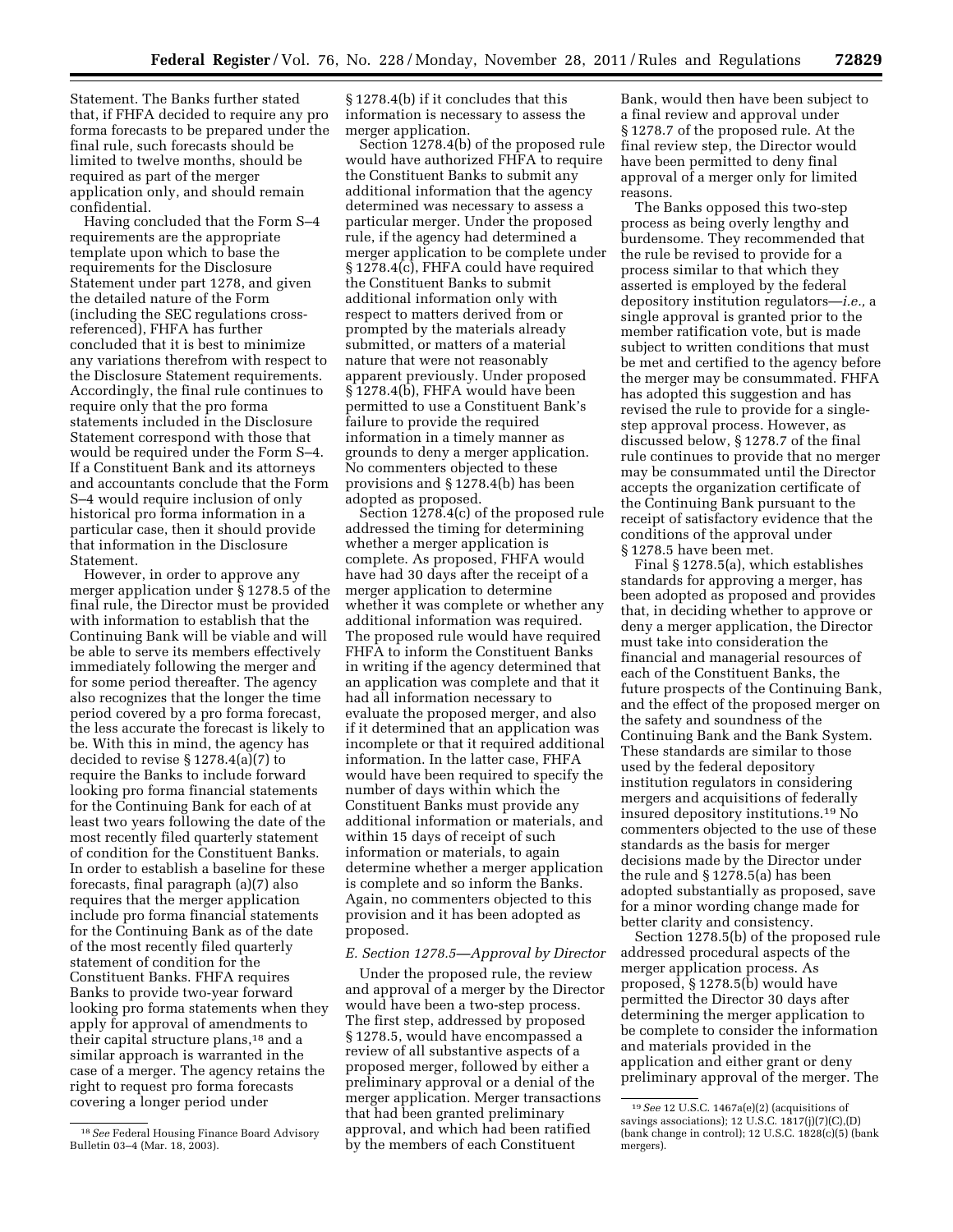Statement. The Banks further stated that, if FHFA decided to require any pro forma forecasts to be prepared under the final rule, such forecasts should be limited to twelve months, should be required as part of the merger application only, and should remain confidential.

Having concluded that the Form S–4 requirements are the appropriate template upon which to base the requirements for the Disclosure Statement under part 1278, and given the detailed nature of the Form (including the SEC regulations cross-referenced), FHFA has further concluded that it is best to minimize any variations therefrom with respect to the Disclosure Statement requirements. Accordingly, the final rule continues to require only that the pro forma statements included in the Disclosure Statement correspond with those that would be required under the Form S–4. If a Constituent Bank and its attorneys and accountants conclude that the Form S–4 would require inclusion of only historical pro forma information in a particular case, then it should provide that information in the Disclosure Statement.

However, in order to approve any merger application under § 1278.5 of the final rule, the Director must be provided with information to establish that the Continuing Bank will be viable and will be able to serve its members effectively immediately following the merger and for some period thereafter. The agency also recognizes that the longer the time period covered by a pro forma forecast, the less accurate the forecast is likely to be. With this in mind, the agency has decided to revise § 1278.4(a)(7) to require the Banks to include forward looking pro forma financial statements for the Continuing Bank for each of at least two years following the date of the most recently filed quarterly statement of condition for the Constituent Banks. In order to establish a baseline for these forecasts, final paragraph (a)(7) also requires that the merger application include pro forma financial statements for the Continuing Bank as of the date of the most recently filed quarterly statement of condition for the Constituent Banks. FHFA requires Banks to provide two-year forward looking pro forma statements when they apply for approval of amendments to their capital structure plans,[18] and a similar approach is warranted in the case of a merger. The agency retains the right to request pro forma forecasts covering a longer period under § 1278.4(b) if it concludes that this information is necessary to assess the merger application.

Section 1278.4(b) of the proposed rule would have authorized FHFA to require the Constituent Banks to submit any additional information that the agency determined was necessary to assess a particular merger. Under the proposed rule, if the agency had determined a merger application to be complete under § 1278.4(c), FHFA could have required the Constituent Banks to submit additional information only with respect to matters derived from or prompted by the materials already submitted, or matters of a material nature that were not reasonably apparent previously. Under proposed § 1278.4(b), FHFA would have been permitted to use a Constituent Bank's failure to provide the required information in a timely manner as grounds to deny a merger application. No commenters objected to these provisions and § 1278.4(b) has been adopted as proposed.

Section 1278.4(c) of the proposed rule addressed the timing for determining whether a merger application is complete. As proposed, FHFA would have had 30 days after the receipt of a merger application to determine whether it was complete or whether any additional information was required. The proposed rule would have required FHFA to inform the Constituent Banks in writing if the agency determined that an application was complete and that it had all information necessary to evaluate the proposed merger, and also if it determined that an application was incomplete or that it required additional information. In the latter case, FHFA would have been required to specify the number of days within which the Constituent Banks must provide any additional information or materials, and within 15 days of receipt of such information or materials, to again determine whether a merger application is complete and so inform the Banks. Again, no commenters objected to this provision and it has been adopted as proposed.

### E. Section 1278.5—Approval by Director

Under the proposed rule, the review and approval of a merger by the Director would have been a two-step process. The first step, addressed by proposed § 1278.5, would have encompassed a review of all substantive aspects of a proposed merger, followed by either a preliminary approval or a denial of the merger application. Merger transactions that had been granted preliminary approval, and which had been ratified by the members of each Constituent Bank, would then have been subject to a final review and approval under § 1278.7 of the proposed rule. At the final review step, the Director would have been permitted to deny final approval of a merger only for limited reasons.

The Banks opposed this two-step process as being overly lengthy and burdensome. They recommended that the rule be revised to provide for a process similar to that which they asserted is employed by the federal depository institution regulators—*i.e.,* a single approval is granted prior to the member ratification vote, but is made subject to written conditions that must be met and certified to the agency before the merger may be consummated. FHFA has adopted this suggestion and has revised the rule to provide for a single-step approval process. However, as discussed below, § 1278.7 of the final rule continues to provide that no merger may be consummated until the Director accepts the organization certificate of the Continuing Bank pursuant to the receipt of satisfactory evidence that the conditions of the approval under § 1278.5 have been met.

Final § 1278.5(a), which establishes standards for approving a merger, has been adopted as proposed and provides that, in deciding whether to approve or deny a merger application, the Director must take into consideration the financial and managerial resources of each of the Constituent Banks, the future prospects of the Continuing Bank, and the effect of the proposed merger on the safety and soundness of the Continuing Bank and the Bank System. These standards are similar to those used by the federal depository institution regulators in considering mergers and acquisitions of federally insured depository institutions.[19] No commenters objected to the use of these standards as the basis for merger decisions made by the Director under the rule and § 1278.5(a) has been adopted substantially as proposed, save for a minor wording change made for better clarity and consistency.

Section 1278.5(b) of the proposed rule addressed procedural aspects of the merger application process. As proposed, § 1278.5(b) would have permitted the Director 30 days after determining the merger application to be complete to consider the information and materials provided in the application and either grant or deny preliminary approval of the merger. The

---

[18] *See* Federal Housing Finance Board Advisory Bulletin 03–4 (Mar. 18, 2003).

[19] *See* 12 U.S.C. 1467a(e)(2) (acquisitions of savings associations); 12 U.S.C. 1817(j)(7)(C),(D) (bank change in control); 12 U.S.C. 1828(c)(5) (bank mergers).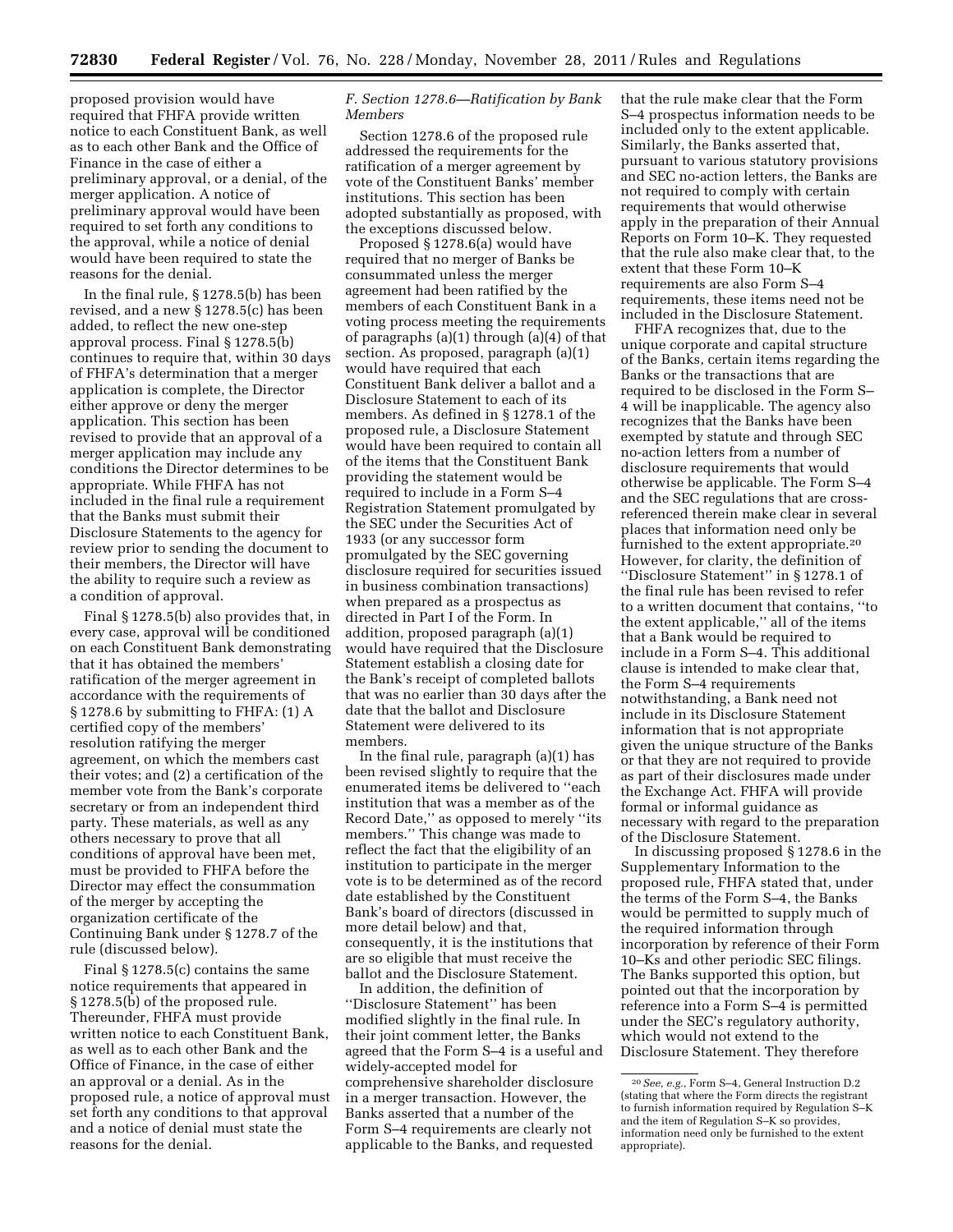proposed provision would have required that FHFA provide written notice to each Constituent Bank, as well as to each other Bank and the Office of Finance in the case of either a preliminary approval, or a denial, of the merger application. A notice of preliminary approval would have been required to set forth any conditions to the approval, while a notice of denial would have been required to state the reasons for the denial.

In the final rule, § 1278.5(b) has been revised, and a new § 1278.5(c) has been added, to reflect the new one-step approval process. Final § 1278.5(b) continues to require that, within 30 days of FHFA's determination that a merger application is complete, the Director either approve or deny the merger application. This section has been revised to provide that an approval of a merger application may include any conditions the Director determines to be appropriate. While FHFA has not included in the final rule a requirement that the Banks must submit their Disclosure Statements to the agency for review prior to sending the document to their members, the Director will have the ability to require such a review as a condition of approval.

Final § 1278.5(b) also provides that, in every case, approval will be conditioned on each Constituent Bank demonstrating that it has obtained the members' ratification of the merger agreement in accordance with the requirements of § 1278.6 by submitting to FHFA: (1) A certified copy of the members' resolution ratifying the merger agreement, on which the members cast their votes; and (2) a certification of the member vote from the Bank's corporate secretary or from an independent third party. These materials, as well as any others necessary to prove that all conditions of approval have been met, must be provided to FHFA before the Director may effect the consummation of the merger by accepting the organization certificate of the Continuing Bank under § 1278.7 of the rule (discussed below).

Final § 1278.5(c) contains the same notice requirements that appeared in § 1278.5(b) of the proposed rule. Thereunder, FHFA must provide written notice to each Constituent Bank, as well as to each other Bank and the Office of Finance, in the case of either an approval or a denial. As in the proposed rule, a notice of approval must set forth any conditions to that approval and a notice of denial must state the reasons for the denial.

### *F. Section 1278.6—Ratification by Bank Members*

Section 1278.6 of the proposed rule addressed the requirements for the ratification of a merger agreement by vote of the Constituent Banks' member institutions. This section has been adopted substantially as proposed, with the exceptions discussed below.

Proposed § 1278.6(a) would have required that no merger of Banks be consummated unless the merger agreement had been ratified by the members of each Constituent Bank in a voting process meeting the requirements of paragraphs (a)(1) through (a)(4) of that section. As proposed, paragraph (a)(1) would have required that each Constituent Bank deliver a ballot and a Disclosure Statement to each of its members. As defined in § 1278.1 of the proposed rule, a Disclosure Statement would have been required to contain all of the items that the Constituent Bank providing the statement would be required to include in a Form S–4 Registration Statement promulgated by the SEC under the Securities Act of 1933 (or any successor form promulgated by the SEC governing disclosure required for securities issued in business combination transactions) when prepared as a prospectus as directed in Part I of the Form. In addition, proposed paragraph (a)(1) would have required that the Disclosure Statement establish a closing date for the Bank's receipt of completed ballots that was no earlier than 30 days after the date that the ballot and Disclosure Statement were delivered to its members.

In the final rule, paragraph (a)(1) has been revised slightly to require that the enumerated items be delivered to ''each institution that was a member as of the Record Date,'' as opposed to merely ''its members.'' This change was made to reflect the fact that the eligibility of an institution to participate in the merger vote is to be determined as of the record date established by the Constituent Bank's board of directors (discussed in more detail below) and that, consequently, it is the institutions that are so eligible that must receive the ballot and the Disclosure Statement.

In addition, the definition of ''Disclosure Statement'' has been modified slightly in the final rule. In their joint comment letter, the Banks agreed that the Form S–4 is a useful and widely-accepted model for comprehensive shareholder disclosure in a merger transaction. However, the Banks asserted that a number of the Form S–4 requirements are clearly not applicable to the Banks, and requested that the rule make clear that the Form S–4 prospectus information needs to be included only to the extent applicable. Similarly, the Banks asserted that, pursuant to various statutory provisions and SEC no-action letters, the Banks are not required to comply with certain requirements that would otherwise apply in the preparation of their Annual Reports on Form 10–K. They requested that the rule also make clear that, to the extent that these Form 10–K requirements are also Form S–4 requirements, these items need not be included in the Disclosure Statement.

FHFA recognizes that, due to the unique corporate and capital structure of the Banks, certain items regarding the Banks or the transactions that are required to be disclosed in the Form S–4 will be inapplicable. The agency also recognizes that the Banks have been exempted by statute and through SEC no-action letters from a number of disclosure requirements that would otherwise be applicable. The Form S–4 and the SEC regulations that are cross-referenced therein make clear in several places that information need only be furnished to the extent appropriate.[20] However, for clarity, the definition of ''Disclosure Statement'' in § 1278.1 of the final rule has been revised to refer to a written document that contains, ''to the extent applicable,'' all of the items that a Bank would be required to include in a Form S–4. This additional clause is intended to make clear that, the Form S–4 requirements notwithstanding, a Bank need not include in its Disclosure Statement information that is not appropriate given the unique structure of the Banks or that they are not required to provide as part of their disclosures made under the Exchange Act. FHFA will provide formal or informal guidance as necessary with regard to the preparation of the Disclosure Statement.

In discussing proposed § 1278.6 in the Supplementary Information to the proposed rule, FHFA stated that, under the terms of the Form S–4, the Banks would be permitted to supply much of the required information through incorporation by reference of their Form 10–Ks and other periodic SEC filings. The Banks supported this option, but pointed out that the incorporation by reference into a Form S–4 is permitted under the SEC's regulatory authority, which would not extend to the Disclosure Statement. They therefore

[20] *See, e.g.,* Form S–4, General Instruction D.2 (stating that where the Form directs the registrant to furnish information required by Regulation S–K and the item of Regulation S–K so provides, information need only be furnished to the extent appropriate).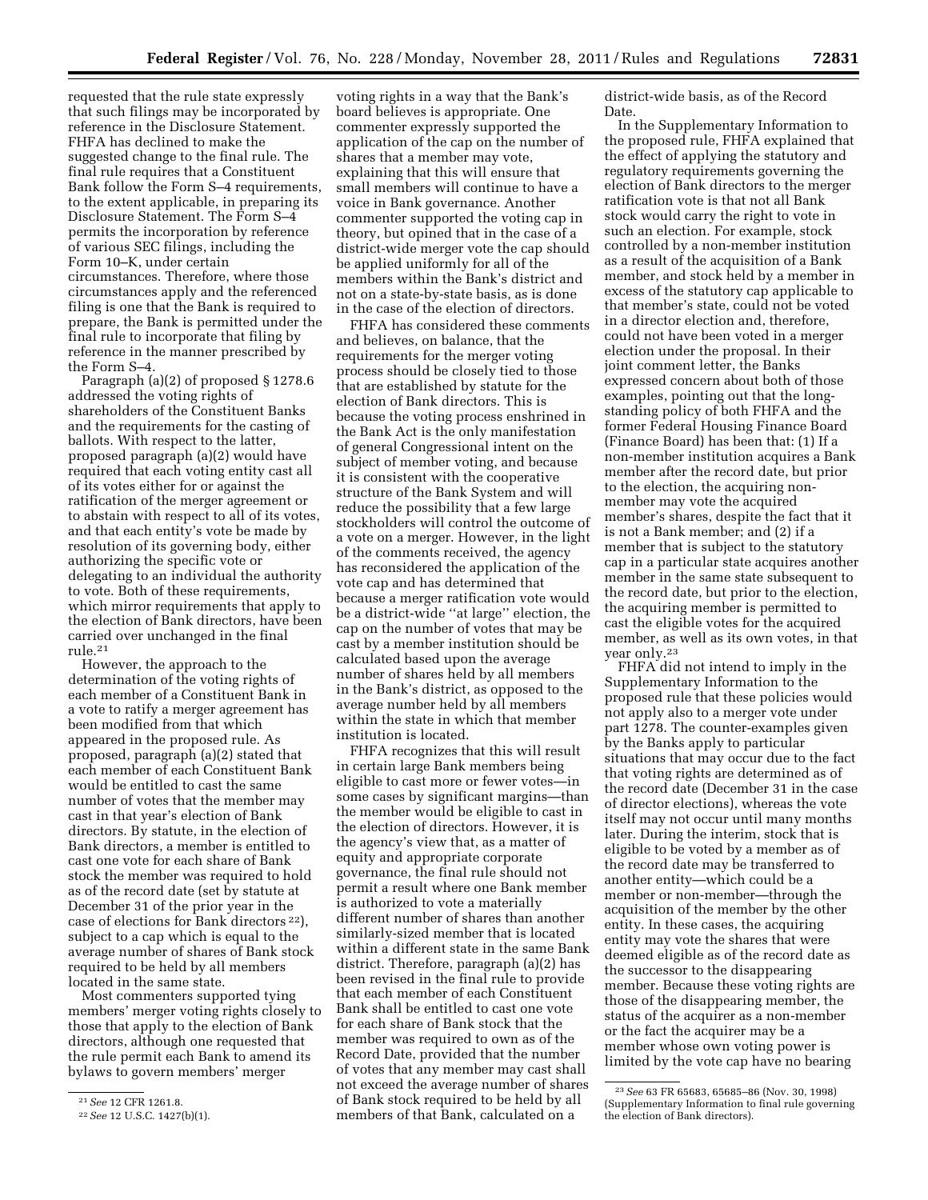requested that the rule state expressly that such filings may be incorporated by reference in the Disclosure Statement. FHFA has declined to make the suggested change to the final rule. The final rule requires that a Constituent Bank follow the Form S–4 requirements, to the extent applicable, in preparing its Disclosure Statement. The Form S–4 permits the incorporation by reference of various SEC filings, including the Form 10–K, under certain circumstances. Therefore, where those circumstances apply and the referenced filing is one that the Bank is required to prepare, the Bank is permitted under the final rule to incorporate that filing by reference in the manner prescribed by the Form S–4.

Paragraph (a)(2) of proposed § 1278.6 addressed the voting rights of shareholders of the Constituent Banks and the requirements for the casting of ballots. With respect to the latter, proposed paragraph (a)(2) would have required that each voting entity cast all of its votes either for or against the ratification of the merger agreement or to abstain with respect to all of its votes, and that each entity's vote be made by resolution of its governing body, either authorizing the specific vote or delegating to an individual the authority to vote. Both of these requirements, which mirror requirements that apply to the election of Bank directors, have been carried over unchanged in the final rule.[21]

However, the approach to the determination of the voting rights of each member of a Constituent Bank in a vote to ratify a merger agreement has been modified from that which appeared in the proposed rule. As proposed, paragraph (a)(2) stated that each member of each Constituent Bank would be entitled to cast the same number of votes that the member may cast in that year's election of Bank directors. By statute, in the election of Bank directors, a member is entitled to cast one vote for each share of Bank stock the member was required to hold as of the record date (set by statute at December 31 of the prior year in the case of elections for Bank directors[22]), subject to a cap which is equal to the average number of shares of Bank stock required to be held by all members located in the same state.

Most commenters supported tying members' merger voting rights closely to those that apply to the election of Bank directors, although one requested that the rule permit each Bank to amend its bylaws to govern members' merger voting rights in a way that the Bank's board believes is appropriate. One commenter expressly supported the application of the cap on the number of shares that a member may vote, explaining that this will ensure that small members will continue to have a voice in Bank governance. Another commenter supported the voting cap in theory, but opined that in the case of a district-wide merger vote the cap should be applied uniformly for all of the members within the Bank's district and not on a state-by-state basis, as is done in the case of the election of directors.

FHFA has considered these comments and believes, on balance, that the requirements for the merger voting process should be closely tied to those that are established by statute for the election of Bank directors. This is because the voting process enshrined in the Bank Act is the only manifestation of general Congressional intent on the subject of member voting, and because it is consistent with the cooperative structure of the Bank System and will reduce the possibility that a few large stockholders will control the outcome of a vote on a merger. However, in the light of the comments received, the agency has reconsidered the application of the vote cap and has determined that because a merger ratification vote would be a district-wide "at large" election, the cap on the number of votes that may be cast by a member institution should be calculated based upon the average number of shares held by all members in the Bank's district, as opposed to the average number held by all members within the state in which that member institution is located.

FHFA recognizes that this will result in certain large Bank members being eligible to cast more or fewer votes—in some cases by significant margins—than the member would be eligible to cast in the election of directors. However, it is the agency's view that, as a matter of equity and appropriate corporate governance, the final rule should not permit a result where one Bank member is authorized to vote a materially different number of shares than another similarly-sized member that is located within a different state in the same Bank district. Therefore, paragraph (a)(2) has been revised in the final rule to provide that each member of each Constituent Bank shall be entitled to cast one vote for each share of Bank stock that the member was required to own as of the Record Date, provided that the number of votes that any member may cast shall not exceed the average number of shares of Bank stock required to be held by all members of that Bank, calculated on a district-wide basis, as of the Record Date.

In the Supplementary Information to the proposed rule, FHFA explained that the effect of applying the statutory and regulatory requirements governing the election of Bank directors to the merger ratification vote is that not all Bank stock would carry the right to vote in such an election. For example, stock controlled by a non-member institution as a result of the acquisition of a Bank member, and stock held by a member in excess of the statutory cap applicable to that member's state, could not be voted in a director election and, therefore, could not have been voted in a merger election under the proposal. In their joint comment letter, the Banks expressed concern about both of those examples, pointing out that the long-standing policy of both FHFA and the former Federal Housing Finance Board (Finance Board) has been that: (1) If a non-member institution acquires a Bank member after the record date, but prior to the election, the acquiring non-member may vote the acquired member's shares, despite the fact that it is not a Bank member; and (2) if a member that is subject to the statutory cap in a particular state acquires another member in the same state subsequent to the record date, but prior to the election, the acquiring member is permitted to cast the eligible votes for the acquired member, as well as its own votes, in that year only.[23]

FHFA did not intend to imply in the Supplementary Information to the proposed rule that these policies would not apply also to a merger vote under part 1278. The counter-examples given by the Banks apply to particular situations that may occur due to the fact that voting rights are determined as of the record date (December 31 in the case of director elections), whereas the vote itself may not occur until many months later. During the interim, stock that is eligible to be voted by a member as of the record date may be transferred to another entity—which could be a member or non-member—through the acquisition of the member by the other entity. In these cases, the acquiring entity may vote the shares that were deemed eligible as of the record date as the successor to the disappearing member. Because these voting rights are those of the disappearing member, the status of the acquirer as a non-member or the fact the acquirer may be a member whose own voting power is limited by the vote cap have no bearing

---

[21] *See* 12 CFR 1261.8.

[22] *See* 12 U.S.C. 1427(b)(1).

[23] *See* 63 FR 65683, 65685–86 (Nov. 30, 1998) (Supplementary Information to final rule governing the election of Bank directors).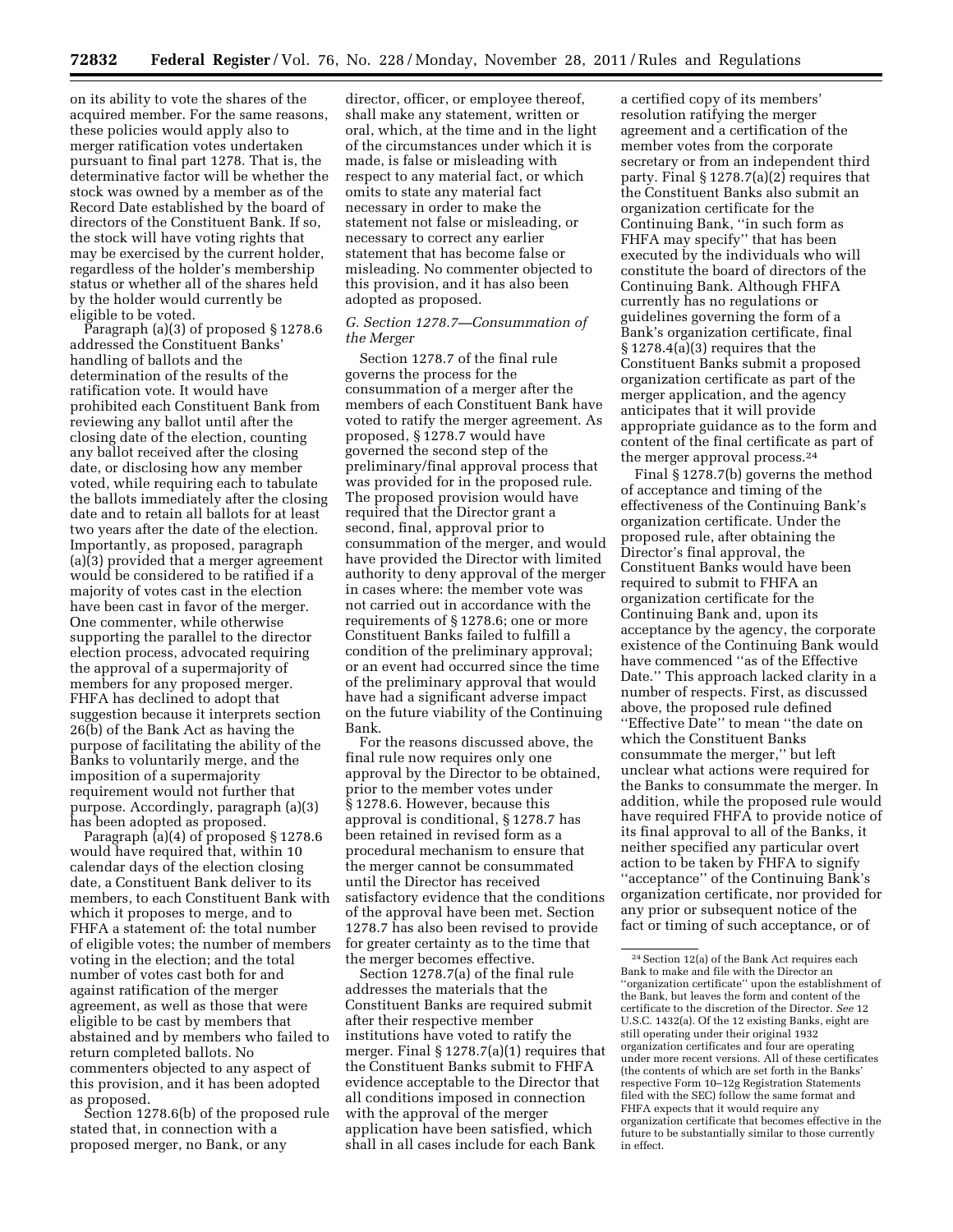on its ability to vote the shares of the acquired member. For the same reasons, these policies would apply also to merger ratification votes undertaken pursuant to final part 1278. That is, the determinative factor will be whether the stock was owned by a member as of the Record Date established by the board of directors of the Constituent Bank. If so, the stock will have voting rights that may be exercised by the current holder, regardless of the holder's membership status or whether all of the shares held by the holder would currently be eligible to be voted.

Paragraph (a)(3) of proposed § 1278.6 addressed the Constituent Banks' handling of ballots and the determination of the results of the ratification vote. It would have prohibited each Constituent Bank from reviewing any ballot until after the closing date of the election, counting any ballot received after the closing date, or disclosing how any member voted, while requiring each to tabulate the ballots immediately after the closing date and to retain all ballots for at least two years after the date of the election. Importantly, as proposed, paragraph (a)(3) provided that a merger agreement would be considered to be ratified if a majority of votes cast in the election have been cast in favor of the merger. One commenter, while otherwise supporting the parallel to the director election process, advocated requiring the approval of a supermajority of members for any proposed merger. FHFA has declined to adopt that suggestion because it interprets section 26(b) of the Bank Act as having the purpose of facilitating the ability of the Banks to voluntarily merge, and the imposition of a supermajority requirement would not further that purpose. Accordingly, paragraph (a)(3) has been adopted as proposed.

Paragraph (a)(4) of proposed § 1278.6 would have required that, within 10 calendar days of the election closing date, a Constituent Bank deliver to its members, to each Constituent Bank with which it proposes to merge, and to FHFA a statement of: the total number of eligible votes; the number of members voting in the election; and the total number of votes cast both for and against ratification of the merger agreement, as well as those that were eligible to be cast by members that abstained and by members who failed to return completed ballots. No commenters objected to any aspect of this provision, and it has been adopted as proposed.

Section 1278.6(b) of the proposed rule stated that, in connection with a proposed merger, no Bank, or any director, officer, or employee thereof, shall make any statement, written or oral, which, at the time and in the light of the circumstances under which it is made, is false or misleading with respect to any material fact, or which omits to state any material fact necessary in order to make the statement not false or misleading, or necessary to correct any earlier statement that has become false or misleading. No commenter objected to this provision, and it has also been adopted as proposed.

### *G. Section 1278.7—Consummation of the Merger*

Section 1278.7 of the final rule governs the process for the consummation of a merger after the members of each Constituent Bank have voted to ratify the merger agreement. As proposed, § 1278.7 would have governed the second step of the preliminary/final approval process that was provided for in the proposed rule. The proposed provision would have required that the Director grant a second, final, approval prior to consummation of the merger, and would have provided the Director with limited authority to deny approval of the merger in cases where: the member vote was not carried out in accordance with the requirements of § 1278.6; one or more Constituent Banks failed to fulfill a condition of the preliminary approval; or an event had occurred since the time of the preliminary approval that would have had a significant adverse impact on the future viability of the Continuing Bank.

For the reasons discussed above, the final rule now requires only one approval by the Director to be obtained, prior to the member votes under § 1278.6. However, because this approval is conditional, § 1278.7 has been retained in revised form as a procedural mechanism to ensure that the merger cannot be consummated until the Director has received satisfactory evidence that the conditions of the approval have been met. Section 1278.7 has also been revised to provide for greater certainty as to the time that the merger becomes effective.

Section 1278.7(a) of the final rule addresses the materials that the Constituent Banks are required submit after their respective member institutions have voted to ratify the merger. Final § 1278.7(a)(1) requires that the Constituent Banks submit to FHFA evidence acceptable to the Director that all conditions imposed in connection with the approval of the merger application have been satisfied, which shall in all cases include for each Bank a certified copy of its members' resolution ratifying the merger agreement and a certification of the member votes from the corporate secretary or from an independent third party. Final § 1278.7(a)(2) requires that the Constituent Banks also submit an organization certificate for the Continuing Bank, ''in such form as FHFA may specify'' that has been executed by the individuals who will constitute the board of directors of the Continuing Bank. Although FHFA currently has no regulations or guidelines governing the form of a Bank's organization certificate, final § 1278.4(a)(3) requires that the Constituent Banks submit a proposed organization certificate as part of the merger application, and the agency anticipates that it will provide appropriate guidance as to the form and content of the final certificate as part of the merger approval process.[24]

Final § 1278.7(b) governs the method of acceptance and timing of the effectiveness of the Continuing Bank's organization certificate. Under the proposed rule, after obtaining the Director's final approval, the Constituent Banks would have been required to submit to FHFA an organization certificate for the Continuing Bank and, upon its acceptance by the agency, the corporate existence of the Continuing Bank would have commenced ''as of the Effective Date.'' This approach lacked clarity in a number of respects. First, as discussed above, the proposed rule defined ''Effective Date'' to mean ''the date on which the Constituent Banks consummate the merger,'' but left unclear what actions were required for the Banks to consummate the merger. In addition, while the proposed rule would have required FHFA to provide notice of its final approval to all of the Banks, it neither specified any particular overt action to be taken by FHFA to signify ''acceptance'' of the Continuing Bank's organization certificate, nor provided for any prior or subsequent notice of the fact or timing of such acceptance, or of

[24] Section 12(a) of the Bank Act requires each Bank to make and file with the Director an ''organization certificate'' upon the establishment of the Bank, but leaves the form and content of the certificate to the discretion of the Director. *See* 12 U.S.C. 1432(a). Of the 12 existing Banks, eight are still operating under their original 1932 organization certificates and four are operating under more recent versions. All of these certificates (the contents of which are set forth in the Banks' respective Form 10–12g Registration Statements filed with the SEC) follow the same format and FHFA expects that it would require any organization certificate that becomes effective in the future to be substantially similar to those currently in effect.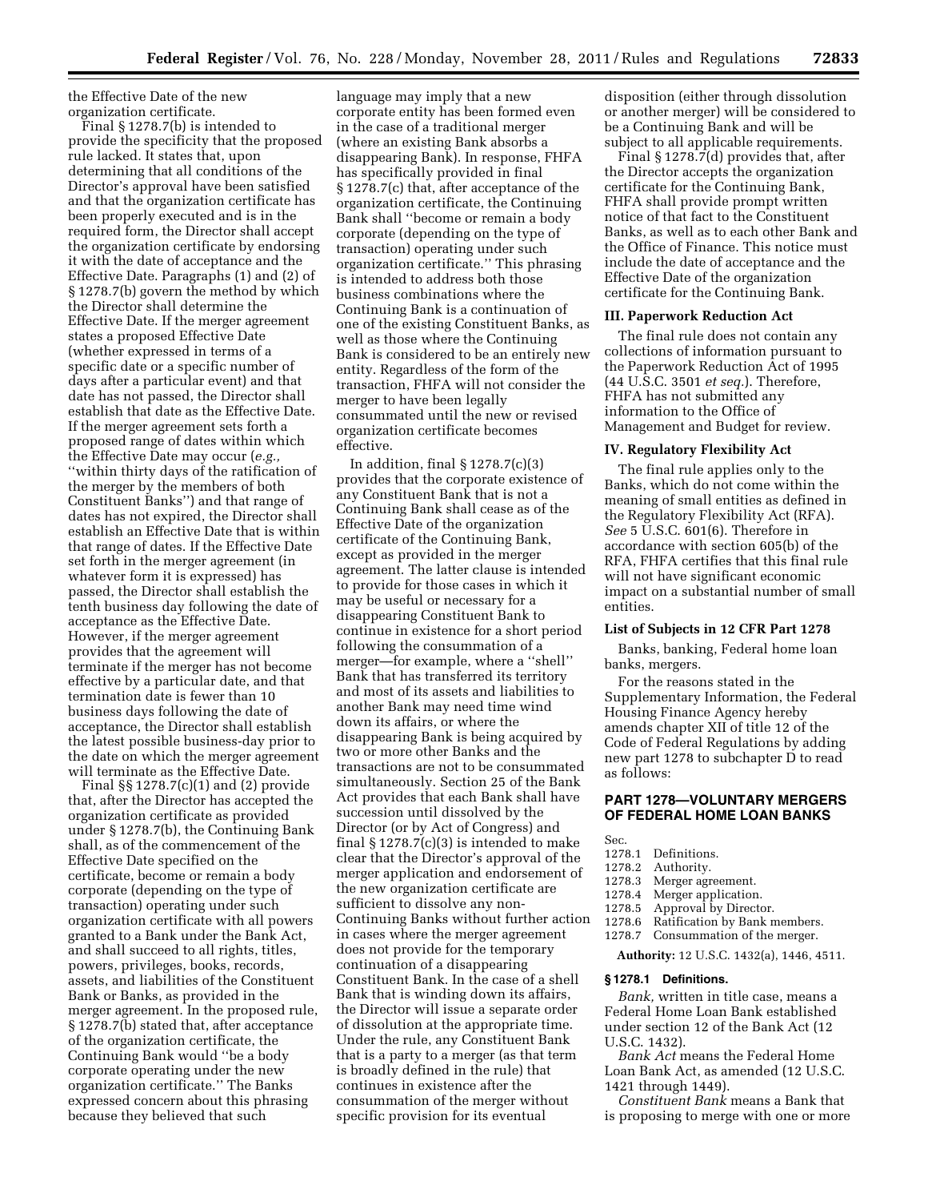the Effective Date of the new organization certificate.

Final § 1278.7(b) is intended to provide the specificity that the proposed rule lacked. It states that, upon determining that all conditions of the Director's approval have been satisfied and that the organization certificate has been properly executed and is in the required form, the Director shall accept the organization certificate by endorsing it with the date of acceptance and the Effective Date. Paragraphs (1) and (2) of § 1278.7(b) govern the method by which the Director shall determine the Effective Date. If the merger agreement states a proposed Effective Date (whether expressed in terms of a specific date or a specific number of days after a particular event) and that date has not passed, the Director shall establish that date as the Effective Date. If the merger agreement sets forth a proposed range of dates within which the Effective Date may occur (*e.g.,* ''within thirty days of the ratification of the merger by the members of both Constituent Banks'') and that range of dates has not expired, the Director shall establish an Effective Date that is within that range of dates. If the Effective Date set forth in the merger agreement (in whatever form it is expressed) has passed, the Director shall establish the tenth business day following the date of acceptance as the Effective Date. However, if the merger agreement provides that the agreement will terminate if the merger has not become effective by a particular date, and that termination date is fewer than 10 business days following the date of acceptance, the Director shall establish the latest possible business-day prior to the date on which the merger agreement will terminate as the Effective Date.

Final §§ 1278.7(c)(1) and (2) provide that, after the Director has accepted the organization certificate as provided under § 1278.7(b), the Continuing Bank shall, as of the commencement of the Effective Date specified on the certificate, become or remain a body corporate (depending on the type of transaction) operating under such organization certificate with all powers granted to a Bank under the Bank Act, and shall succeed to all rights, titles, powers, privileges, books, records, assets, and liabilities of the Constituent Bank or Banks, as provided in the merger agreement. In the proposed rule, § 1278.7(b) stated that, after acceptance of the organization certificate, the Continuing Bank would ''be a body corporate operating under the new organization certificate.'' The Banks expressed concern about this phrasing because they believed that such language may imply that a new corporate entity has been formed even in the case of a traditional merger (where an existing Bank absorbs a disappearing Bank). In response, FHFA has specifically provided in final § 1278.7(c) that, after acceptance of the organization certificate, the Continuing Bank shall ''become or remain a body corporate (depending on the type of transaction) operating under such organization certificate.'' This phrasing is intended to address both those business combinations where the Continuing Bank is a continuation of one of the existing Constituent Banks, as well as those where the Continuing Bank is considered to be an entirely new entity. Regardless of the form of the transaction, FHFA will not consider the merger to have been legally consummated until the new or revised organization certificate becomes effective.

In addition, final § 1278.7(c)(3) provides that the corporate existence of any Constituent Bank that is not a Continuing Bank shall cease as of the Effective Date of the organization certificate of the Continuing Bank, except as provided in the merger agreement. The latter clause is intended to provide for those cases in which it may be useful or necessary for a disappearing Constituent Bank to continue in existence for a short period following the consummation of a merger—for example, where a ''shell'' Bank that has transferred its territory and most of its assets and liabilities to another Bank may need time wind down its affairs, or where the disappearing Bank is being acquired by two or more other Banks and the transactions are not to be consummated simultaneously. Section 25 of the Bank Act provides that each Bank shall have succession until dissolved by the Director (or by Act of Congress) and final § 1278.7(c)(3) is intended to make clear that the Director's approval of the merger application and endorsement of the new organization certificate are sufficient to dissolve any non-Continuing Banks without further action in cases where the merger agreement does not provide for the temporary continuation of a disappearing Constituent Bank. In the case of a shell Bank that is winding down its affairs, the Director will issue a separate order of dissolution at the appropriate time. Under the rule, any Constituent Bank that is a party to a merger (as that term is broadly defined in the rule) that continues in existence after the consummation of the merger without specific provision for its eventual disposition (either through dissolution or another merger) will be considered to be a Continuing Bank and will be subject to all applicable requirements.

Final § 1278.7(d) provides that, after the Director accepts the organization certificate for the Continuing Bank, FHFA shall provide prompt written notice of that fact to the Constituent Banks, as well as to each other Bank and the Office of Finance. This notice must include the date of acceptance and the Effective Date of the organization certificate for the Continuing Bank.

## III. Paperwork Reduction Act

The final rule does not contain any collections of information pursuant to the Paperwork Reduction Act of 1995 (44 U.S.C. 3501 *et seq.*). Therefore, FHFA has not submitted any information to the Office of Management and Budget for review.

## IV. Regulatory Flexibility Act

The final rule applies only to the Banks, which do not come within the meaning of small entities as defined in the Regulatory Flexibility Act (RFA). *See* 5 U.S.C. 601(6). Therefore in accordance with section 605(b) of the RFA, FHFA certifies that this final rule will not have significant economic impact on a substantial number of small entities.

### List of Subjects in 12 CFR Part 1278

Banks, banking, Federal home loan banks, mergers.

For the reasons stated in the Supplementary Information, the Federal Housing Finance Agency hereby amends chapter XII of title 12 of the Code of Federal Regulations by adding new part 1278 to subchapter D to read as follows:

## PART 1278—VOLUNTARY MERGERS OF FEDERAL HOME LOAN BANKS

Sec.
1278.1 Definitions.
1278.2 Authority.
1278.3 Merger agreement.
1278.4 Merger application.
1278.5 Approval by Director.
1278.6 Ratification by Bank members.
1278.7 Consummation of the merger.

**Authority:** 12 U.S.C. 1432(a), 1446, 4511.

### § 1278.1 Definitions.

*Bank,* written in title case, means a Federal Home Loan Bank established under section 12 of the Bank Act (12 U.S.C. 1432).

*Bank Act* means the Federal Home Loan Bank Act, as amended (12 U.S.C. 1421 through 1449).

*Constituent Bank* means a Bank that is proposing to merge with one or more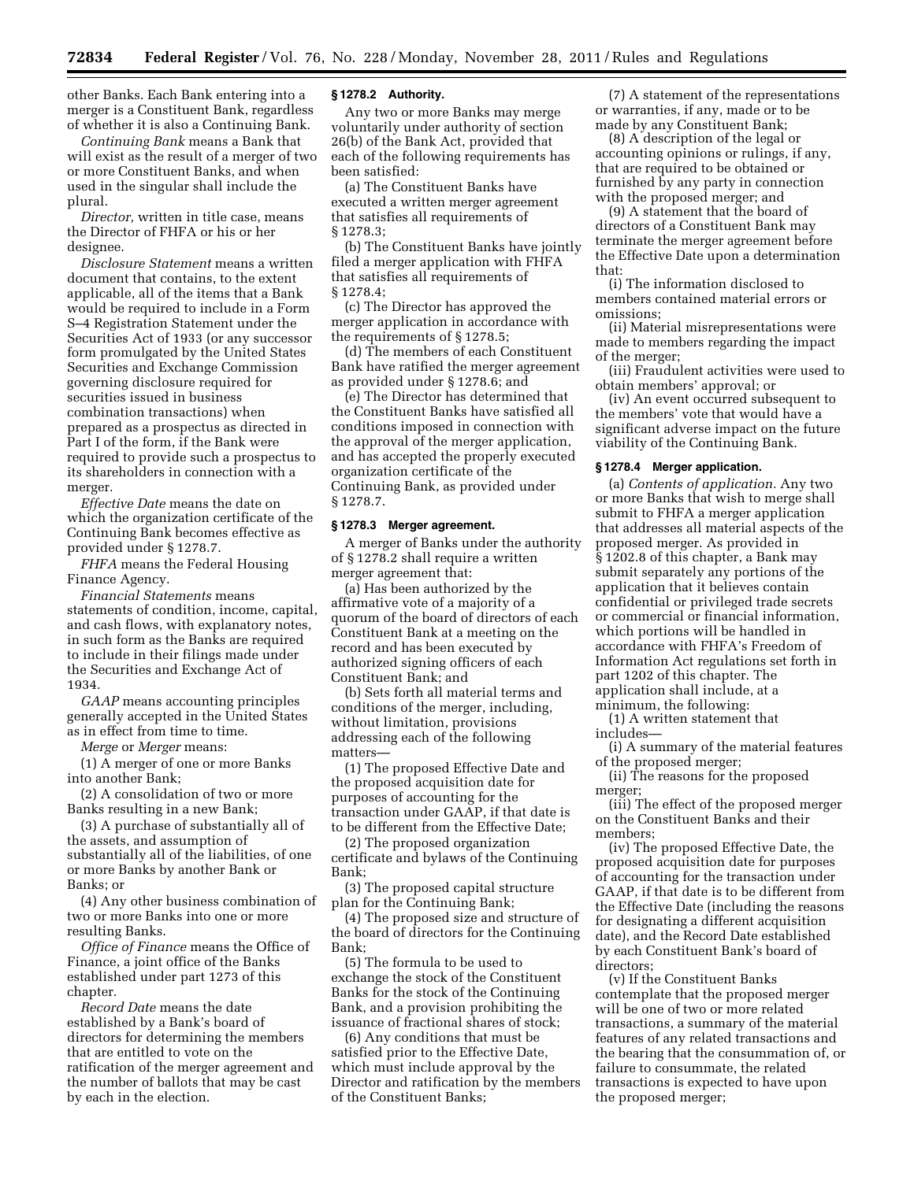other Banks. Each Bank entering into a merger is a Constituent Bank, regardless of whether it is also a Continuing Bank.

*Continuing Bank* means a Bank that will exist as the result of a merger of two or more Constituent Banks, and when used in the singular shall include the plural.

*Director,* written in title case, means the Director of FHFA or his or her designee.

*Disclosure Statement* means a written document that contains, to the extent applicable, all of the items that a Bank would be required to include in a Form S–4 Registration Statement under the Securities Act of 1933 (or any successor form promulgated by the United States Securities and Exchange Commission governing disclosure required for securities issued in business combination transactions) when prepared as a prospectus as directed in Part I of the form, if the Bank were required to provide such a prospectus to its shareholders in connection with a merger.

*Effective Date* means the date on which the organization certificate of the Continuing Bank becomes effective as provided under § 1278.7.

*FHFA* means the Federal Housing Finance Agency.

*Financial Statements* means statements of condition, income, capital, and cash flows, with explanatory notes, in such form as the Banks are required to include in their filings made under the Securities and Exchange Act of 1934.

*GAAP* means accounting principles generally accepted in the United States as in effect from time to time.

*Merge* or *Merger* means:

(1) A merger of one or more Banks into another Bank;

(2) A consolidation of two or more Banks resulting in a new Bank;

(3) A purchase of substantially all of the assets, and assumption of substantially all of the liabilities, of one or more Banks by another Bank or Banks; or

(4) Any other business combination of two or more Banks into one or more resulting Banks.

*Office of Finance* means the Office of Finance, a joint office of the Banks established under part 1273 of this chapter.

*Record Date* means the date established by a Bank's board of directors for determining the members that are entitled to vote on the ratification of the merger agreement and the number of ballots that may be cast by each in the election.

### § 1278.2 Authority.

Any two or more Banks may merge voluntarily under authority of section 26(b) of the Bank Act, provided that each of the following requirements has been satisfied:

(a) The Constituent Banks have executed a written merger agreement that satisfies all requirements of § 1278.3;

(b) The Constituent Banks have jointly filed a merger application with FHFA that satisfies all requirements of § 1278.4;

(c) The Director has approved the merger application in accordance with the requirements of § 1278.5;

(d) The members of each Constituent Bank have ratified the merger agreement as provided under § 1278.6; and

(e) The Director has determined that the Constituent Banks have satisfied all conditions imposed in connection with the approval of the merger application, and has accepted the properly executed organization certificate of the Continuing Bank, as provided under § 1278.7.

### § 1278.3 Merger agreement.

A merger of Banks under the authority of § 1278.2 shall require a written merger agreement that:

(a) Has been authorized by the affirmative vote of a majority of a quorum of the board of directors of each Constituent Bank at a meeting on the record and has been executed by authorized signing officers of each Constituent Bank; and

(b) Sets forth all material terms and conditions of the merger, including, without limitation, provisions addressing each of the following matters—

(1) The proposed Effective Date and the proposed acquisition date for purposes of accounting for the transaction under GAAP, if that date is to be different from the Effective Date;

(2) The proposed organization certificate and bylaws of the Continuing Bank;

(3) The proposed capital structure plan for the Continuing Bank;

(4) The proposed size and structure of the board of directors for the Continuing Bank;

(5) The formula to be used to exchange the stock of the Constituent Banks for the stock of the Continuing Bank, and a provision prohibiting the issuance of fractional shares of stock;

(6) Any conditions that must be satisfied prior to the Effective Date, which must include approval by the Director and ratification by the members of the Constituent Banks;

(7) A statement of the representations or warranties, if any, made or to be made by any Constituent Bank;

(8) A description of the legal or accounting opinions or rulings, if any, that are required to be obtained or furnished by any party in connection with the proposed merger; and

(9) A statement that the board of directors of a Constituent Bank may terminate the merger agreement before the Effective Date upon a determination that:

(i) The information disclosed to members contained material errors or omissions;

(ii) Material misrepresentations were made to members regarding the impact of the merger;

(iii) Fraudulent activities were used to obtain members' approval; or

(iv) An event occurred subsequent to the members' vote that would have a significant adverse impact on the future viability of the Continuing Bank.

### § 1278.4 Merger application.

(a) *Contents of application.* Any two or more Banks that wish to merge shall submit to FHFA a merger application that addresses all material aspects of the proposed merger. As provided in § 1202.8 of this chapter, a Bank may submit separately any portions of the application that it believes contain confidential or privileged trade secrets or commercial or financial information, which portions will be handled in accordance with FHFA's Freedom of Information Act regulations set forth in part 1202 of this chapter. The application shall include, at a minimum, the following:

(1) A written statement that includes—

(i) A summary of the material features of the proposed merger;

(ii) The reasons for the proposed merger;

(iii) The effect of the proposed merger on the Constituent Banks and their members;

(iv) The proposed Effective Date, the proposed acquisition date for purposes of accounting for the transaction under GAAP, if that date is to be different from the Effective Date (including the reasons for designating a different acquisition date), and the Record Date established by each Constituent Bank's board of directors;

(v) If the Constituent Banks contemplate that the proposed merger will be one of two or more related transactions, a summary of the material features of any related transactions and the bearing that the consummation of, or failure to consummate, the related transactions is expected to have upon the proposed merger;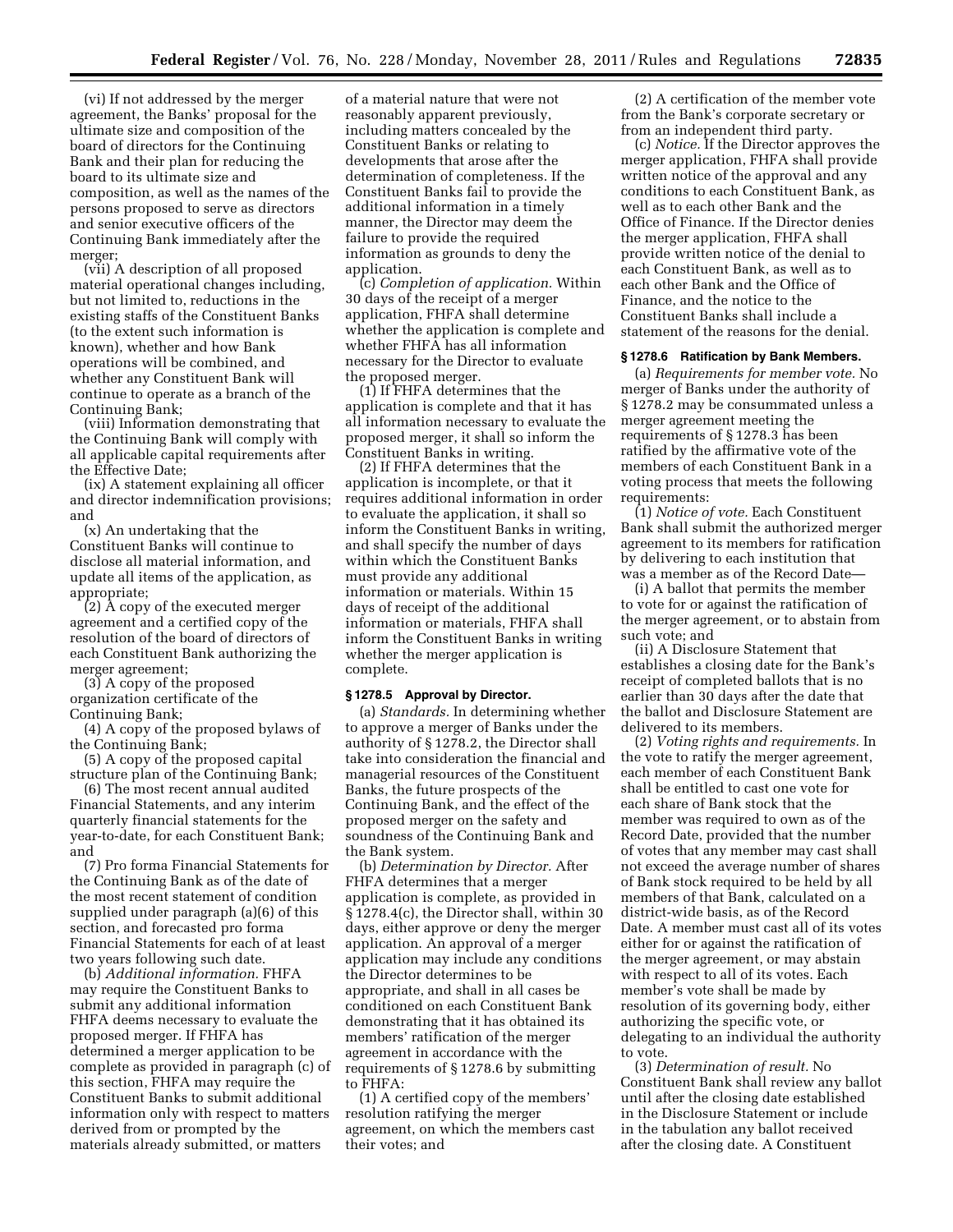(vi) If not addressed by the merger agreement, the Banks' proposal for the ultimate size and composition of the board of directors for the Continuing Bank and their plan for reducing the board to its ultimate size and composition, as well as the names of the persons proposed to serve as directors and senior executive officers of the Continuing Bank immediately after the merger;

(vii) A description of all proposed material operational changes including, but not limited to, reductions in the existing staffs of the Constituent Banks (to the extent such information is known), whether and how Bank operations will be combined, and whether any Constituent Bank will continue to operate as a branch of the Continuing Bank;

(viii) Information demonstrating that the Continuing Bank will comply with all applicable capital requirements after the Effective Date;

(ix) A statement explaining all officer and director indemnification provisions; and

(x) An undertaking that the Constituent Banks will continue to disclose all material information, and update all items of the application, as appropriate;

(2) A copy of the executed merger agreement and a certified copy of the resolution of the board of directors of each Constituent Bank authorizing the merger agreement;

(3) A copy of the proposed organization certificate of the Continuing Bank;

(4) A copy of the proposed bylaws of the Continuing Bank;

(5) A copy of the proposed capital structure plan of the Continuing Bank;

(6) The most recent annual audited Financial Statements, and any interim quarterly financial statements for the year-to-date, for each Constituent Bank; and

(7) Pro forma Financial Statements for the Continuing Bank as of the date of the most recent statement of condition supplied under paragraph (a)(6) of this section, and forecasted pro forma Financial Statements for each of at least two years following such date.

(b) *Additional information.* FHFA may require the Constituent Banks to submit any additional information FHFA deems necessary to evaluate the proposed merger. If FHFA has determined a merger application to be complete as provided in paragraph (c) of this section, FHFA may require the Constituent Banks to submit additional information only with respect to matters derived from or prompted by the materials already submitted, or matters of a material nature that were not reasonably apparent previously, including matters concealed by the Constituent Banks or relating to developments that arose after the determination of completeness. If the Constituent Banks fail to provide the additional information in a timely manner, the Director may deem the failure to provide the required information as grounds to deny the application.

(c) *Completion of application.* Within 30 days of the receipt of a merger application, FHFA shall determine whether the application is complete and whether FHFA has all information necessary for the Director to evaluate the proposed merger.

(1) If FHFA determines that the application is complete and that it has all information necessary to evaluate the proposed merger, it shall so inform the Constituent Banks in writing.

(2) If FHFA determines that the application is incomplete, or that it requires additional information in order to evaluate the application, it shall so inform the Constituent Banks in writing, and shall specify the number of days within which the Constituent Banks must provide any additional information or materials. Within 15 days of receipt of the additional information or materials, FHFA shall inform the Constituent Banks in writing whether the merger application is complete.

### § 1278.5 Approval by Director.

(a) *Standards.* In determining whether to approve a merger of Banks under the authority of § 1278.2, the Director shall take into consideration the financial and managerial resources of the Constituent Banks, the future prospects of the Continuing Bank, and the effect of the proposed merger on the safety and soundness of the Continuing Bank and the Bank system.

(b) *Determination by Director.* After FHFA determines that a merger application is complete, as provided in § 1278.4(c), the Director shall, within 30 days, either approve or deny the merger application. An approval of a merger application may include any conditions the Director determines to be appropriate, and shall in all cases be conditioned on each Constituent Bank demonstrating that it has obtained its members' ratification of the merger agreement in accordance with the requirements of § 1278.6 by submitting to FHFA:

(1) A certified copy of the members' resolution ratifying the merger agreement, on which the members cast their votes; and

(2) A certification of the member vote from the Bank's corporate secretary or from an independent third party.

(c) *Notice.* If the Director approves the merger application, FHFA shall provide written notice of the approval and any conditions to each Constituent Bank, as well as to each other Bank and the Office of Finance. If the Director denies the merger application, FHFA shall provide written notice of the denial to each Constituent Bank, as well as to each other Bank and the Office of Finance, and the notice to the Constituent Banks shall include a statement of the reasons for the denial.

### § 1278.6 Ratification by Bank Members.

(a) *Requirements for member vote.* No merger of Banks under the authority of § 1278.2 may be consummated unless a merger agreement meeting the requirements of § 1278.3 has been ratified by the affirmative vote of the members of each Constituent Bank in a voting process that meets the following requirements:

(1) *Notice of vote.* Each Constituent Bank shall submit the authorized merger agreement to its members for ratification by delivering to each institution that was a member as of the Record Date—

(i) A ballot that permits the member to vote for or against the ratification of the merger agreement, or to abstain from such vote; and

(ii) A Disclosure Statement that establishes a closing date for the Bank's receipt of completed ballots that is no earlier than 30 days after the date that the ballot and Disclosure Statement are delivered to its members.

(2) *Voting rights and requirements.* In the vote to ratify the merger agreement, each member of each Constituent Bank shall be entitled to cast one vote for each share of Bank stock that the member was required to own as of the Record Date, provided that the number of votes that any member may cast shall not exceed the average number of shares of Bank stock required to be held by all members of that Bank, calculated on a district-wide basis, as of the Record Date. A member must cast all of its votes either for or against the ratification of the merger agreement, or may abstain with respect to all of its votes. Each member's vote shall be made by resolution of its governing body, either authorizing the specific vote, or delegating to an individual the authority to vote.

(3) *Determination of result.* No Constituent Bank shall review any ballot until after the closing date established in the Disclosure Statement or include in the tabulation any ballot received after the closing date. A Constituent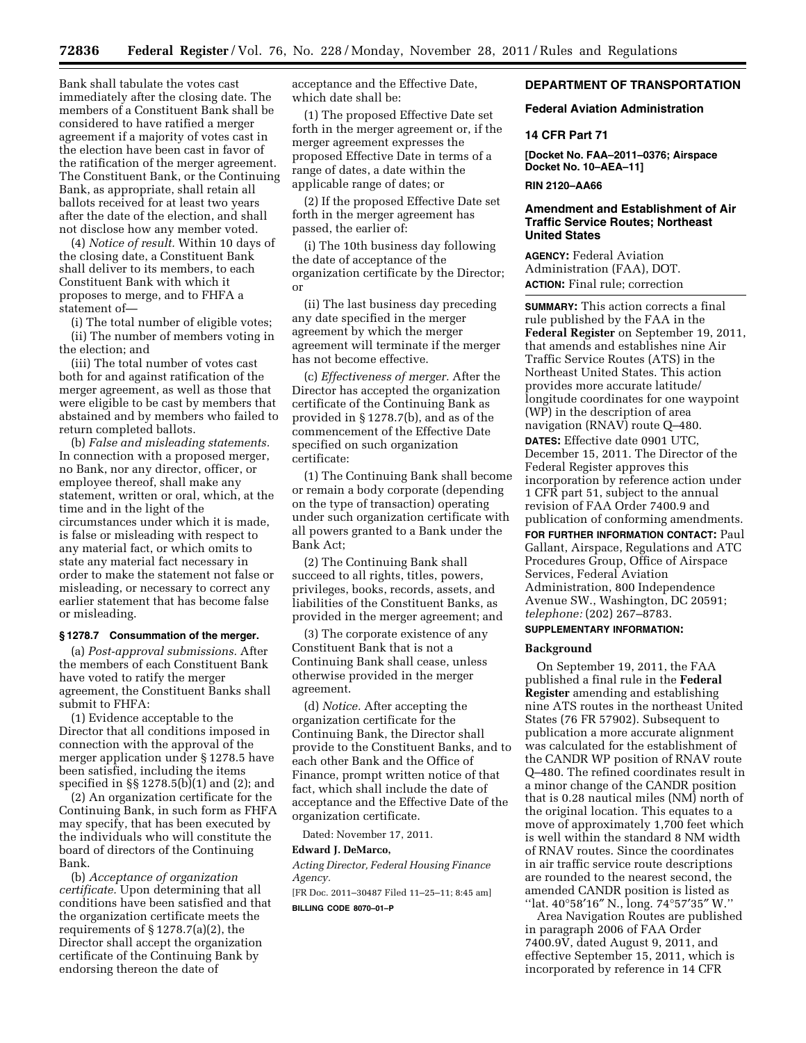Bank shall tabulate the votes cast immediately after the closing date. The members of a Constituent Bank shall be considered to have ratified a merger agreement if a majority of votes cast in the election have been cast in favor of the ratification of the merger agreement. The Constituent Bank, or the Continuing Bank, as appropriate, shall retain all ballots received for at least two years after the date of the election, and shall not disclose how any member voted.

(4) *Notice of result.* Within 10 days of the closing date, a Constituent Bank shall deliver to its members, to each Constituent Bank with which it proposes to merge, and to FHFA a statement of—

(i) The total number of eligible votes;

(ii) The number of members voting in the election; and

(iii) The total number of votes cast both for and against ratification of the merger agreement, as well as those that were eligible to be cast by members that abstained and by members who failed to return completed ballots.

(b) *False and misleading statements.* In connection with a proposed merger, no Bank, nor any director, officer, or employee thereof, shall make any statement, written or oral, which, at the time and in the light of the circumstances under which it is made, is false or misleading with respect to any material fact, or which omits to state any material fact necessary in order to make the statement not false or misleading, or necessary to correct any earlier statement that has become false or misleading.

**§ 1278.7 Consummation of the merger.**

(a) *Post-approval submissions.* After the members of each Constituent Bank have voted to ratify the merger agreement, the Constituent Banks shall submit to FHFA:

(1) Evidence acceptable to the Director that all conditions imposed in connection with the approval of the merger application under § 1278.5 have been satisfied, including the items specified in §§ 1278.5(b)(1) and (2); and

(2) An organization certificate for the Continuing Bank, in such form as FHFA may specify, that has been executed by the individuals who will constitute the board of directors of the Continuing Bank.

(b) *Acceptance of organization certificate.* Upon determining that all conditions have been satisfied and that the organization certificate meets the requirements of § 1278.7(a)(2), the Director shall accept the organization certificate of the Continuing Bank by endorsing thereon the date of acceptance and the Effective Date, which date shall be:

(1) The proposed Effective Date set forth in the merger agreement or, if the merger agreement expresses the proposed Effective Date in terms of a range of dates, a date within the applicable range of dates; or

(2) If the proposed Effective Date set forth in the merger agreement has passed, the earlier of:

(i) The 10th business day following the date of acceptance of the organization certificate by the Director; or

(ii) The last business day preceding any date specified in the merger agreement by which the merger agreement will terminate if the merger has not become effective.

(c) *Effectiveness of merger.* After the Director has accepted the organization certificate of the Continuing Bank as provided in § 1278.7(b), and as of the commencement of the Effective Date specified on such organization certificate:

(1) The Continuing Bank shall become or remain a body corporate (depending on the type of transaction) operating under such organization certificate with all powers granted to a Bank under the Bank Act;

(2) The Continuing Bank shall succeed to all rights, titles, powers, privileges, books, records, assets, and liabilities of the Constituent Banks, as provided in the merger agreement; and

(3) The corporate existence of any Constituent Bank that is not a Continuing Bank shall cease, unless otherwise provided in the merger agreement.

(d) *Notice.* After accepting the organization certificate for the Continuing Bank, the Director shall provide to the Constituent Banks, and to each other Bank and the Office of Finance, prompt written notice of that fact, which shall include the date of acceptance and the Effective Date of the organization certificate.

Dated: November 17, 2011.

**Edward J. DeMarco,**

*Acting Director, Federal Housing Finance Agency.*

[FR Doc. 2011–30487 Filed 11–25–11; 8:45 am]

**BILLING CODE 8070–01–P**

## DEPARTMENT OF TRANSPORTATION

### Federal Aviation Administration

### 14 CFR Part 71

**[Docket No. FAA–2011–0376; Airspace Docket No. 10–AEA–11]**

**RIN 2120–AA66**

### Amendment and Establishment of Air Traffic Service Routes; Northeast United States

**AGENCY:** Federal Aviation Administration (FAA), DOT.

**ACTION:** Final rule; correction

**SUMMARY:** This action corrects a final rule published by the FAA in the **Federal Register** on September 19, 2011, that amends and establishes nine Air Traffic Service Routes (ATS) in the Northeast United States. This action provides more accurate latitude/longitude coordinates for one waypoint (WP) in the description of area navigation (RNAV) route Q–480.

**DATES:** Effective date 0901 UTC, December 15, 2011. The Director of the Federal Register approves this incorporation by reference action under 1 CFR part 51, subject to the annual revision of FAA Order 7400.9 and publication of conforming amendments.

**FOR FURTHER INFORMATION CONTACT:** Paul Gallant, Airspace, Regulations and ATC Procedures Group, Office of Airspace Services, Federal Aviation Administration, 800 Independence Avenue SW., Washington, DC 20591; *telephone:* (202) 267–8783.

**SUPPLEMENTARY INFORMATION:**

#### Background

On September 19, 2011, the FAA published a final rule in the **Federal Register** amending and establishing nine ATS routes in the northeast United States (76 FR 57902). Subsequent to publication a more accurate alignment was calculated for the establishment of the CANDR WP position of RNAV route Q–480. The refined coordinates result in a minor change of the CANDR position that is 0.28 nautical miles (NM) north of the original location. This equates to a move of approximately 1,700 feet which is well within the standard 8 NM width of RNAV routes. Since the coordinates in air traffic service route descriptions are rounded to the nearest second, the amended CANDR position is listed as ''lat. 40°58′16″ N., long. 74°57′35″ W.''

Area Navigation Routes are published in paragraph 2006 of FAA Order 7400.9V, dated August 9, 2011, and effective September 15, 2011, which is incorporated by reference in 14 CFR